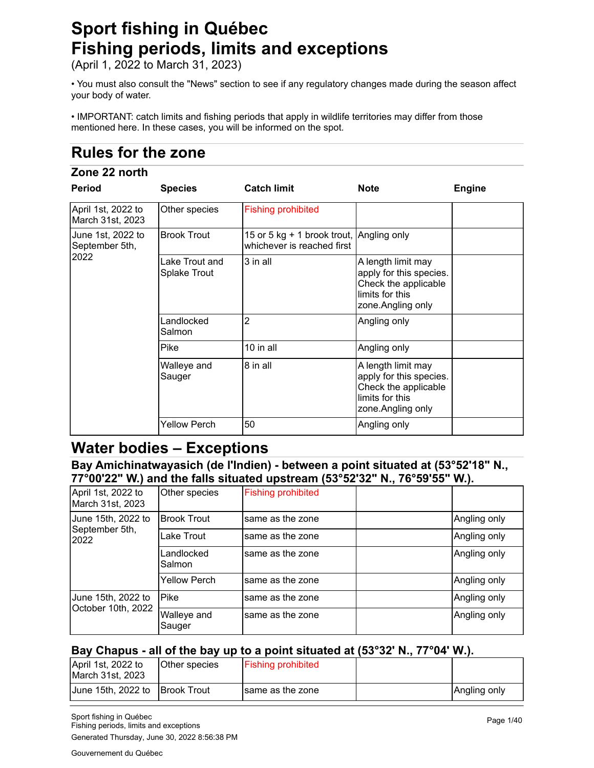# Sport fishing in Québec
# Fishing periods, limits and exceptions

(April 1, 2022 to March 31, 2023)

• You must also consult the "News" section to see if any regulatory changes made during the season affect your body of water.

• IMPORTANT: catch limits and fishing periods that apply in wildlife territories may differ from those mentioned here. In these cases, you will be informed on the spot.

## Rules for the zone

### Zone 22 north

| Period | Species | Catch limit | Note | Engine |
|---|---|---|---|---|
| April 1st, 2022 to March 31st, 2023 | Other species | Fishing prohibited | | |
| June 1st, 2022 to September 5th, 2022 | Brook Trout | 15 or 5 kg + 1 brook trout, whichever is reached first | Angling only | |
| | Lake Trout and Splake Trout | 3 in all | A length limit may apply for this species. Check the applicable limits for this zone.Angling only | |
| | Landlocked Salmon | 2 | Angling only | |
| | Pike | 10 in all | Angling only | |
| | Walleye and Sauger | 8 in all | A length limit may apply for this species. Check the applicable limits for this zone.Angling only | |
| | Yellow Perch | 50 | Angling only | |

## Water bodies – Exceptions

### Bay Amichinatwayasich (de l'Indien) - between a point situated at (53°52'18" N., 77°00'22" W.) and the falls situated upstream (53°52'32" N., 76°59'55" W.).

| Period | Species | Catch limit | Note | Engine |
|---|---|---|---|---|
| April 1st, 2022 to March 31st, 2023 | Other species | Fishing prohibited | | |
| June 15th, 2022 to September 5th, 2022 | Brook Trout | same as the zone | | Angling only |
| | Lake Trout | same as the zone | | Angling only |
| | Landlocked Salmon | same as the zone | | Angling only |
| | Yellow Perch | same as the zone | | Angling only |
| June 15th, 2022 to October 10th, 2022 | Pike | same as the zone | | Angling only |
| | Walleye and Sauger | same as the zone | | Angling only |

### Bay Chapus - all of the bay up to a point situated at (53°32' N., 77°04' W.).

| Period | Species | Catch limit | Note | Engine |
|---|---|---|---|---|
| April 1st, 2022 to March 31st, 2023 | Other species | Fishing prohibited | | |
| June 15th, 2022 to | Brook Trout | same as the zone | | Angling only |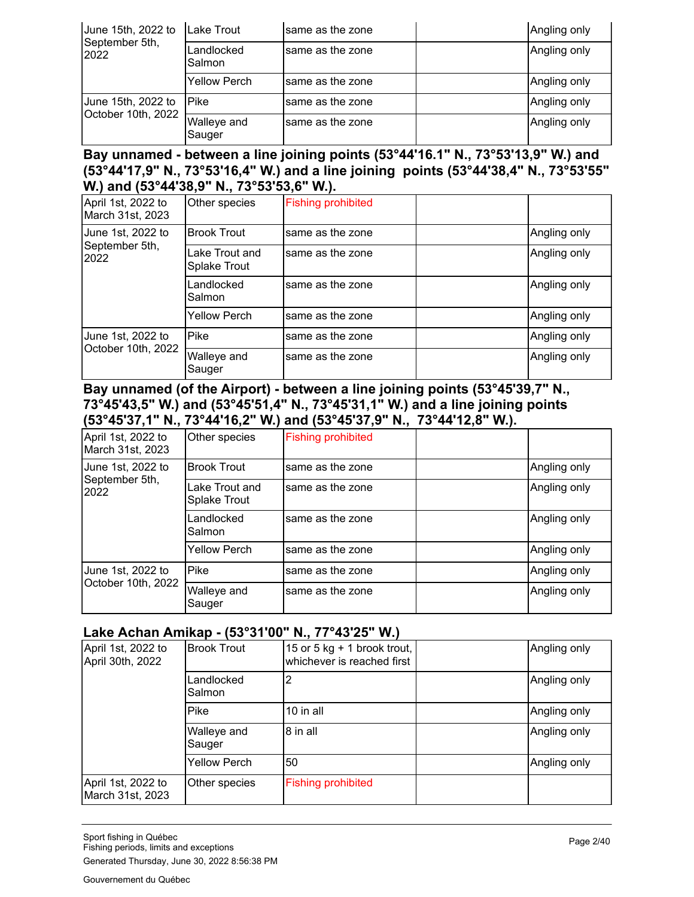| | | | | |
|---|---|---|---|---|
| June 15th, 2022 to September 5th, 2022 | Lake Trout | same as the zone | | Angling only |
| | Landlocked Salmon | same as the zone | | Angling only |
| | Yellow Perch | same as the zone | | Angling only |
| June 15th, 2022 to October 10th, 2022 | Pike | same as the zone | | Angling only |
| | Walleye and Sauger | same as the zone | | Angling only |

### Bay unnamed - between a line joining points (53°44'16.1" N., 73°53'13,9" W.) and (53°44'17,9" N., 73°53'16,4" W.) and a line joining points (53°44'38,4" N., 73°53'55" W.) and (53°44'38,9" N., 73°53'53,6" W.).

| | | | | |
|---|---|---|---|---|
| April 1st, 2022 to March 31st, 2023 | Other species | Fishing prohibited | | |
| June 1st, 2022 to September 5th, 2022 | Brook Trout | same as the zone | | Angling only |
| | Lake Trout and Splake Trout | same as the zone | | Angling only |
| | Landlocked Salmon | same as the zone | | Angling only |
| | Yellow Perch | same as the zone | | Angling only |
| June 1st, 2022 to October 10th, 2022 | Pike | same as the zone | | Angling only |
| | Walleye and Sauger | same as the zone | | Angling only |

### Bay unnamed (of the Airport) - between a line joining points (53°45'39,7" N., 73°45'43,5" W.) and (53°45'51,4" N., 73°45'31,1" W.) and a line joining points (53°45'37,1" N., 73°44'16,2" W.) and (53°45'37,9" N., 73°44'12,8" W.).

| | | | | |
|---|---|---|---|---|
| April 1st, 2022 to March 31st, 2023 | Other species | Fishing prohibited | | |
| June 1st, 2022 to September 5th, 2022 | Brook Trout | same as the zone | | Angling only |
| | Lake Trout and Splake Trout | same as the zone | | Angling only |
| | Landlocked Salmon | same as the zone | | Angling only |
| | Yellow Perch | same as the zone | | Angling only |
| June 1st, 2022 to October 10th, 2022 | Pike | same as the zone | | Angling only |
| | Walleye and Sauger | same as the zone | | Angling only |

### Lake Achan Amikap - (53°31'00" N., 77°43'25" W.)

| | | | | |
|---|---|---|---|---|
| April 1st, 2022 to April 30th, 2022 | Brook Trout | 15 or 5 kg + 1 brook trout, whichever is reached first | | Angling only |
| | Landlocked Salmon | 2 | | Angling only |
| | Pike | 10 in all | | Angling only |
| | Walleye and Sauger | 8 in all | | Angling only |
| | Yellow Perch | 50 | | Angling only |
| April 1st, 2022 to March 31st, 2023 | Other species | Fishing prohibited | | |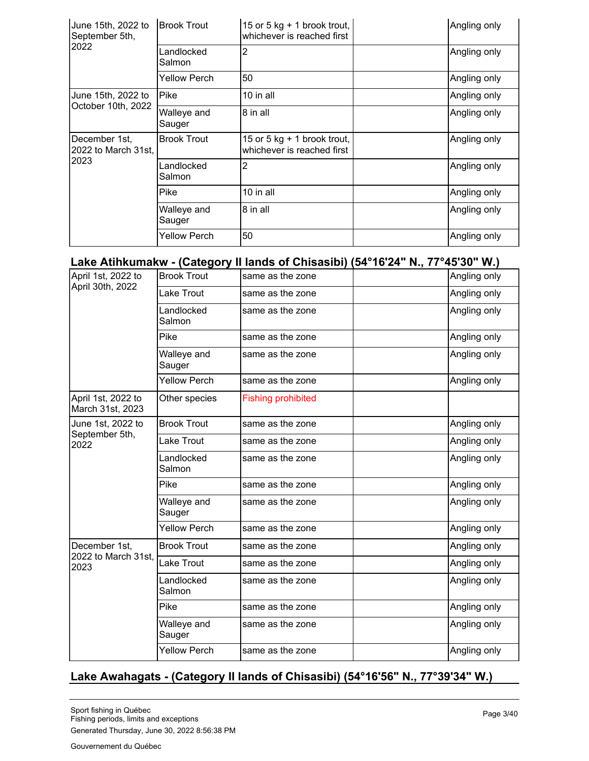| | | | | |
|---|---|---|---|---|
| June 15th, 2022 to September 5th, 2022 | Brook Trout | 15 or 5 kg + 1 brook trout, whichever is reached first | | Angling only |
| | Landlocked Salmon | 2 | | Angling only |
| | Yellow Perch | 50 | | Angling only |
| June 15th, 2022 to October 10th, 2022 | Pike | 10 in all | | Angling only |
| | Walleye and Sauger | 8 in all | | Angling only |
| December 1st, 2022 to March 31st, 2023 | Brook Trout | 15 or 5 kg + 1 brook trout, whichever is reached first | | Angling only |
| | Landlocked Salmon | 2 | | Angling only |
| | Pike | 10 in all | | Angling only |
| | Walleye and Sauger | 8 in all | | Angling only |
| | Yellow Perch | 50 | | Angling only |

## Lake Atihkumakw - (Category II lands of Chisasibi) (54°16'24" N., 77°45'30" W.)

| | | | | |
|---|---|---|---|---|
| April 1st, 2022 to April 30th, 2022 | Brook Trout | same as the zone | | Angling only |
| | Lake Trout | same as the zone | | Angling only |
| | Landlocked Salmon | same as the zone | | Angling only |
| | Pike | same as the zone | | Angling only |
| | Walleye and Sauger | same as the zone | | Angling only |
| | Yellow Perch | same as the zone | | Angling only |
| April 1st, 2022 to March 31st, 2023 | Other species | Fishing prohibited | | |
| June 1st, 2022 to September 5th, 2022 | Brook Trout | same as the zone | | Angling only |
| | Lake Trout | same as the zone | | Angling only |
| | Landlocked Salmon | same as the zone | | Angling only |
| | Pike | same as the zone | | Angling only |
| | Walleye and Sauger | same as the zone | | Angling only |
| | Yellow Perch | same as the zone | | Angling only |
| December 1st, 2022 to March 31st, 2023 | Brook Trout | same as the zone | | Angling only |
| | Lake Trout | same as the zone | | Angling only |
| | Landlocked Salmon | same as the zone | | Angling only |
| | Pike | same as the zone | | Angling only |
| | Walleye and Sauger | same as the zone | | Angling only |
| | Yellow Perch | same as the zone | | Angling only |

## Lake Awahagats - (Category II lands of Chisasibi) (54°16'56" N., 77°39'34" W.)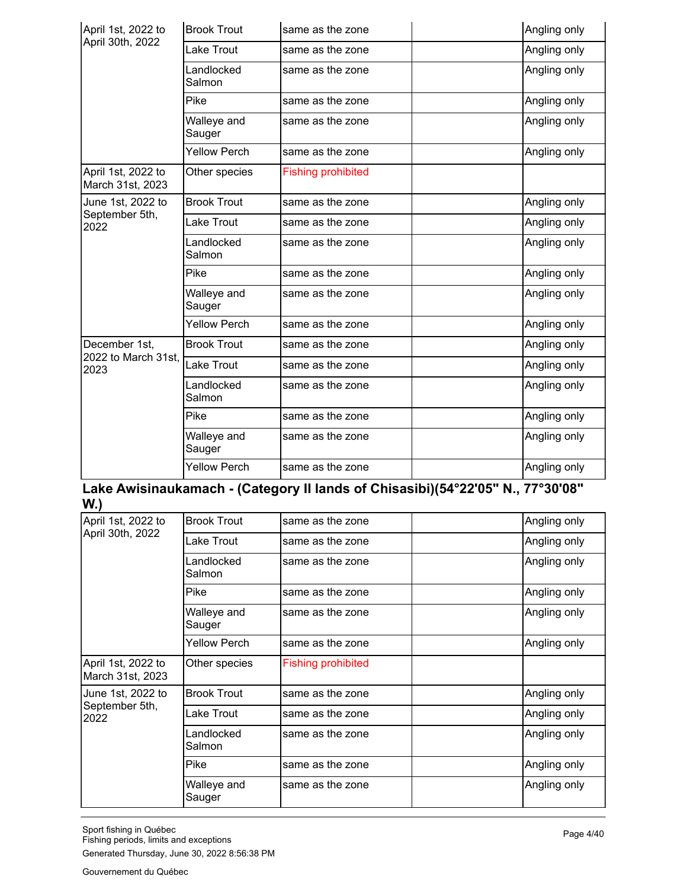| | | | | |
|---|---|---|---|---|
| April 1st, 2022 to April 30th, 2022 | Brook Trout | same as the zone | | Angling only |
| | Lake Trout | same as the zone | | Angling only |
| | Landlocked Salmon | same as the zone | | Angling only |
| | Pike | same as the zone | | Angling only |
| | Walleye and Sauger | same as the zone | | Angling only |
| | Yellow Perch | same as the zone | | Angling only |
| April 1st, 2022 to March 31st, 2023 | Other species | Fishing prohibited | | |
| June 1st, 2022 to September 5th, 2022 | Brook Trout | same as the zone | | Angling only |
| | Lake Trout | same as the zone | | Angling only |
| | Landlocked Salmon | same as the zone | | Angling only |
| | Pike | same as the zone | | Angling only |
| | Walleye and Sauger | same as the zone | | Angling only |
| | Yellow Perch | same as the zone | | Angling only |
| December 1st, 2022 to March 31st, 2023 | Brook Trout | same as the zone | | Angling only |
| | Lake Trout | same as the zone | | Angling only |
| | Landlocked Salmon | same as the zone | | Angling only |
| | Pike | same as the zone | | Angling only |
| | Walleye and Sauger | same as the zone | | Angling only |
| | Yellow Perch | same as the zone | | Angling only |

### Lake Awisinaukamach - (Category II lands of Chisasibi)(54°22'05" N., 77°30'08" W.)

| | | | | |
|---|---|---|---|---|
| April 1st, 2022 to April 30th, 2022 | Brook Trout | same as the zone | | Angling only |
| | Lake Trout | same as the zone | | Angling only |
| | Landlocked Salmon | same as the zone | | Angling only |
| | Pike | same as the zone | | Angling only |
| | Walleye and Sauger | same as the zone | | Angling only |
| | Yellow Perch | same as the zone | | Angling only |
| April 1st, 2022 to March 31st, 2023 | Other species | Fishing prohibited | | |
| June 1st, 2022 to September 5th, 2022 | Brook Trout | same as the zone | | Angling only |
| | Lake Trout | same as the zone | | Angling only |
| | Landlocked Salmon | same as the zone | | Angling only |
| | Pike | same as the zone | | Angling only |
| | Walleye and Sauger | same as the zone | | Angling only |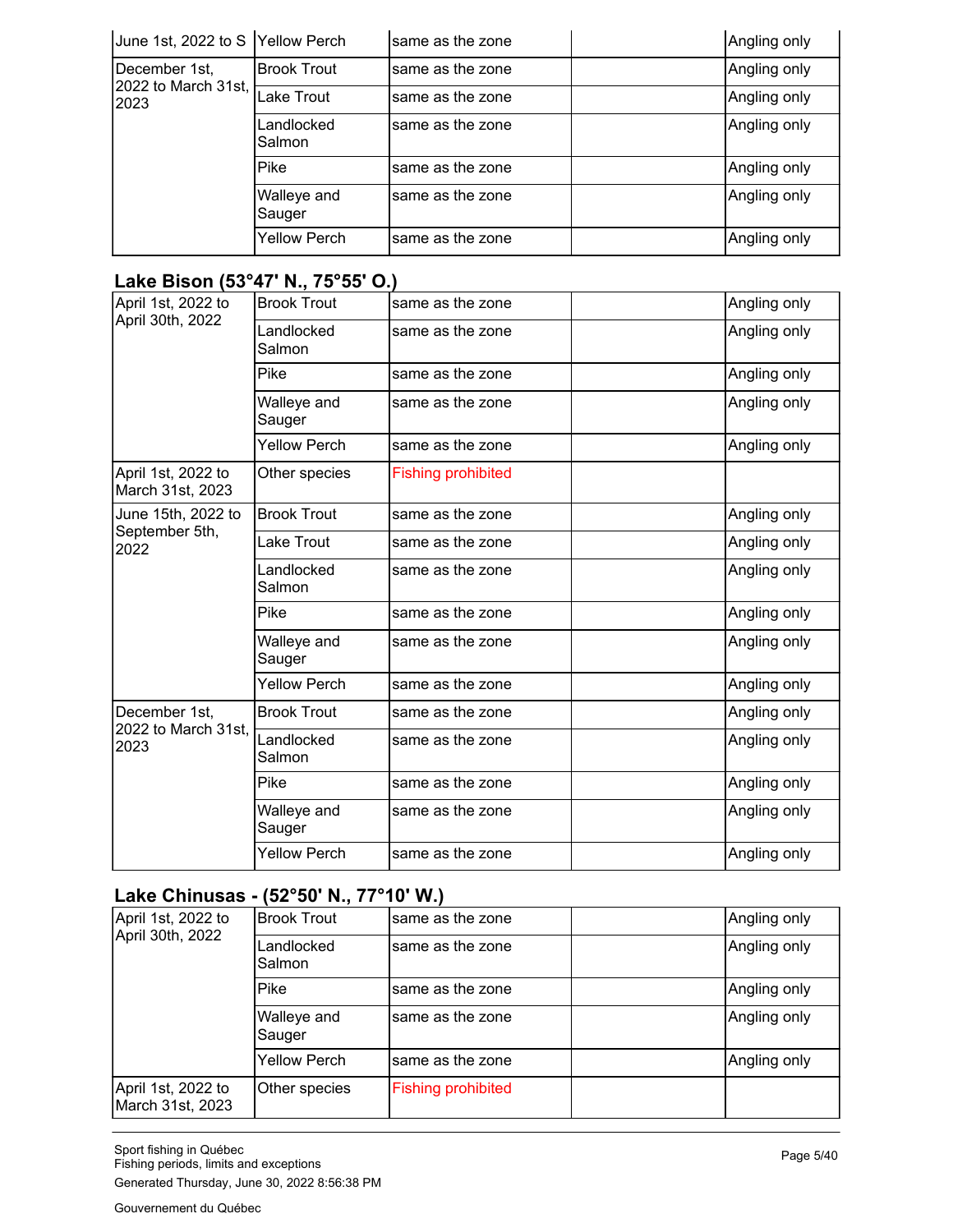| | | | | |
|---|---|---|---|---|
| June 1st, 2022 to S | Yellow Perch | same as the zone | | Angling only |
| December 1st, 2022 to March 31st, 2023 | Brook Trout | same as the zone | | Angling only |
| | Lake Trout | same as the zone | | Angling only |
| | Landlocked Salmon | same as the zone | | Angling only |
| | Pike | same as the zone | | Angling only |
| | Walleye and Sauger | same as the zone | | Angling only |
| | Yellow Perch | same as the zone | | Angling only |

## Lake Bison (53°47' N., 75°55' O.)

| | | | | |
|---|---|---|---|---|
| April 1st, 2022 to April 30th, 2022 | Brook Trout | same as the zone | | Angling only |
| | Landlocked Salmon | same as the zone | | Angling only |
| | Pike | same as the zone | | Angling only |
| | Walleye and Sauger | same as the zone | | Angling only |
| | Yellow Perch | same as the zone | | Angling only |
| April 1st, 2022 to March 31st, 2023 | Other species | Fishing prohibited | | |
| June 15th, 2022 to September 5th, 2022 | Brook Trout | same as the zone | | Angling only |
| | Lake Trout | same as the zone | | Angling only |
| | Landlocked Salmon | same as the zone | | Angling only |
| | Pike | same as the zone | | Angling only |
| | Walleye and Sauger | same as the zone | | Angling only |
| | Yellow Perch | same as the zone | | Angling only |
| December 1st, 2022 to March 31st, 2023 | Brook Trout | same as the zone | | Angling only |
| | Landlocked Salmon | same as the zone | | Angling only |
| | Pike | same as the zone | | Angling only |
| | Walleye and Sauger | same as the zone | | Angling only |
| | Yellow Perch | same as the zone | | Angling only |

## Lake Chinusas - (52°50' N., 77°10' W.)

| | | | | |
|---|---|---|---|---|
| April 1st, 2022 to April 30th, 2022 | Brook Trout | same as the zone | | Angling only |
| | Landlocked Salmon | same as the zone | | Angling only |
| | Pike | same as the zone | | Angling only |
| | Walleye and Sauger | same as the zone | | Angling only |
| | Yellow Perch | same as the zone | | Angling only |
| April 1st, 2022 to March 31st, 2023 | Other species | Fishing prohibited | | |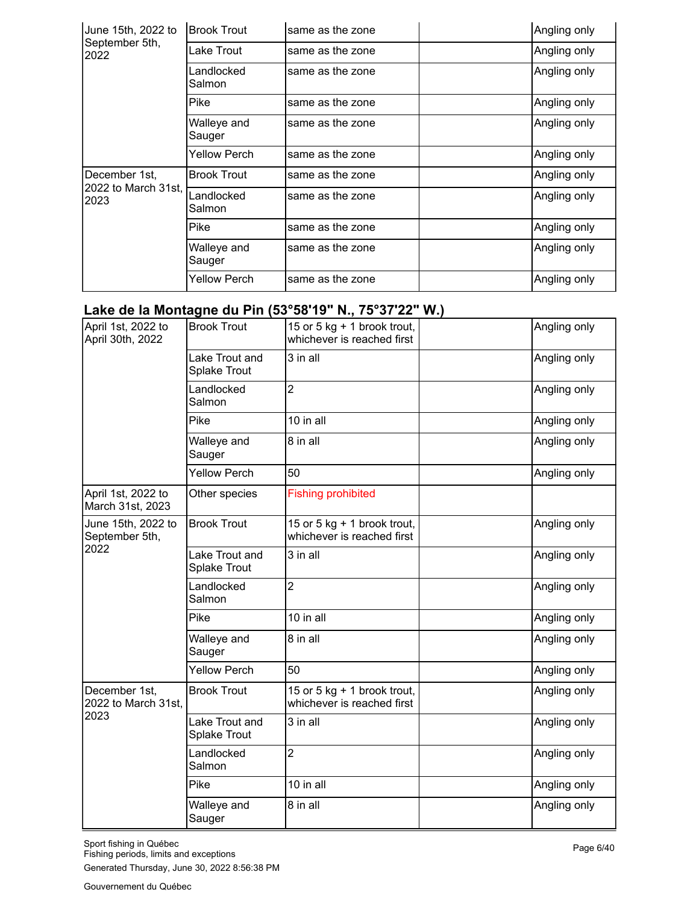| | | | | |
|---|---|---|---|---|
| June 15th, 2022 to September 5th, 2022 | Brook Trout | same as the zone | | Angling only |
| | Lake Trout | same as the zone | | Angling only |
| | Landlocked Salmon | same as the zone | | Angling only |
| | Pike | same as the zone | | Angling only |
| | Walleye and Sauger | same as the zone | | Angling only |
| | Yellow Perch | same as the zone | | Angling only |
| December 1st, 2022 to March 31st, 2023 | Brook Trout | same as the zone | | Angling only |
| | Landlocked Salmon | same as the zone | | Angling only |
| | Pike | same as the zone | | Angling only |
| | Walleye and Sauger | same as the zone | | Angling only |
| | Yellow Perch | same as the zone | | Angling only |

### Lake de la Montagne du Pin (53°58'19" N., 75°37'22" W.)

| | | | | |
|---|---|---|---|---|
| April 1st, 2022 to April 30th, 2022 | Brook Trout | 15 or 5 kg + 1 brook trout, whichever is reached first | | Angling only |
| | Lake Trout and Splake Trout | 3 in all | | Angling only |
| | Landlocked Salmon | 2 | | Angling only |
| | Pike | 10 in all | | Angling only |
| | Walleye and Sauger | 8 in all | | Angling only |
| | Yellow Perch | 50 | | Angling only |
| April 1st, 2022 to March 31st, 2023 | Other species | Fishing prohibited | | |
| June 15th, 2022 to September 5th, 2022 | Brook Trout | 15 or 5 kg + 1 brook trout, whichever is reached first | | Angling only |
| | Lake Trout and Splake Trout | 3 in all | | Angling only |
| | Landlocked Salmon | 2 | | Angling only |
| | Pike | 10 in all | | Angling only |
| | Walleye and Sauger | 8 in all | | Angling only |
| | Yellow Perch | 50 | | Angling only |
| December 1st, 2022 to March 31st, 2023 | Brook Trout | 15 or 5 kg + 1 brook trout, whichever is reached first | | Angling only |
| | Lake Trout and Splake Trout | 3 in all | | Angling only |
| | Landlocked Salmon | 2 | | Angling only |
| | Pike | 10 in all | | Angling only |
| | Walleye and Sauger | 8 in all | | Angling only |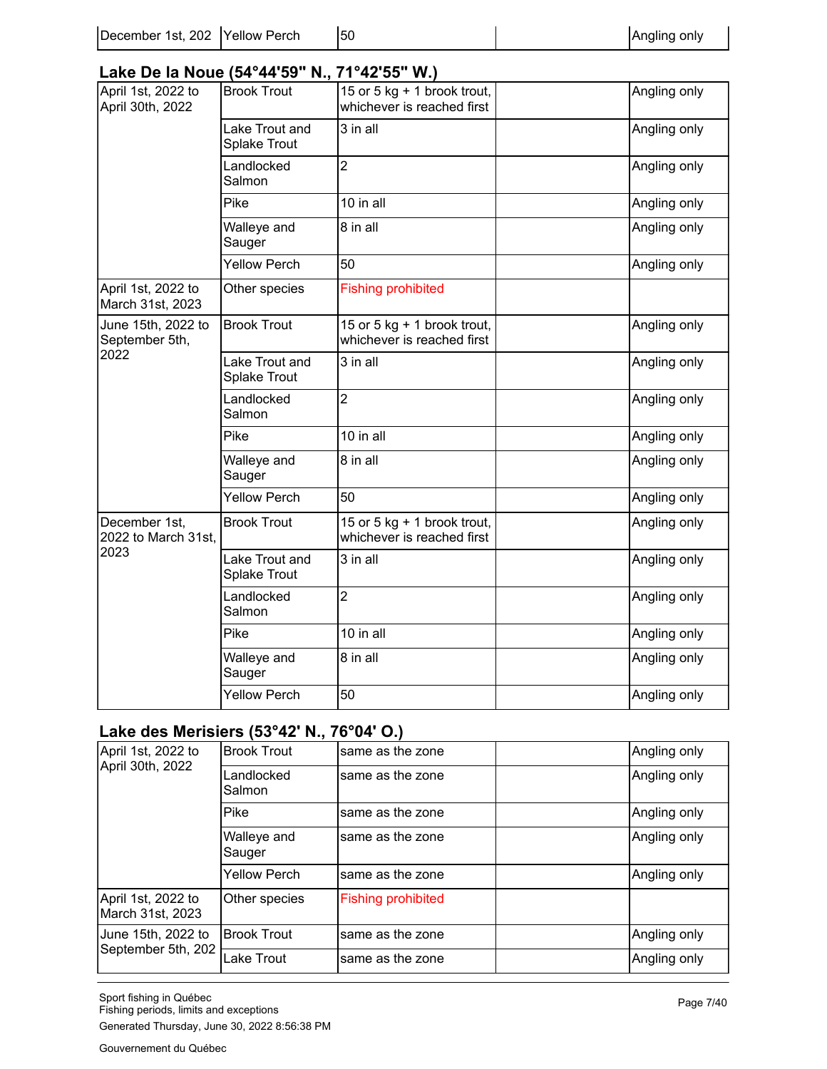| December 1st, 202 | Yellow Perch | 50 | | Angling only |
|---|---|---|---|---|

### Lake De la Noue (54°44'59" N., 71°42'55" W.)

| | | | | |
|---|---|---|---|---|
| April 1st, 2022 to April 30th, 2022 | Brook Trout | 15 or 5 kg + 1 brook trout, whichever is reached first | | Angling only |
| | Lake Trout and Splake Trout | 3 in all | | Angling only |
| | Landlocked Salmon | 2 | | Angling only |
| | Pike | 10 in all | | Angling only |
| | Walleye and Sauger | 8 in all | | Angling only |
| | Yellow Perch | 50 | | Angling only |
| April 1st, 2022 to March 31st, 2023 | Other species | Fishing prohibited | | |
| June 15th, 2022 to September 5th, 2022 | Brook Trout | 15 or 5 kg + 1 brook trout, whichever is reached first | | Angling only |
| | Lake Trout and Splake Trout | 3 in all | | Angling only |
| | Landlocked Salmon | 2 | | Angling only |
| | Pike | 10 in all | | Angling only |
| | Walleye and Sauger | 8 in all | | Angling only |
| | Yellow Perch | 50 | | Angling only |
| December 1st, 2022 to March 31st, 2023 | Brook Trout | 15 or 5 kg + 1 brook trout, whichever is reached first | | Angling only |
| | Lake Trout and Splake Trout | 3 in all | | Angling only |
| | Landlocked Salmon | 2 | | Angling only |
| | Pike | 10 in all | | Angling only |
| | Walleye and Sauger | 8 in all | | Angling only |
| | Yellow Perch | 50 | | Angling only |

### Lake des Merisiers (53°42' N., 76°04' O.)

| | | | | |
|---|---|---|---|---|
| April 1st, 2022 to April 30th, 2022 | Brook Trout | same as the zone | | Angling only |
| | Landlocked Salmon | same as the zone | | Angling only |
| | Pike | same as the zone | | Angling only |
| | Walleye and Sauger | same as the zone | | Angling only |
| | Yellow Perch | same as the zone | | Angling only |
| April 1st, 2022 to March 31st, 2023 | Other species | Fishing prohibited | | |
| June 15th, 2022 to September 5th, 202 | Brook Trout | same as the zone | | Angling only |
| | Lake Trout | same as the zone | | Angling only |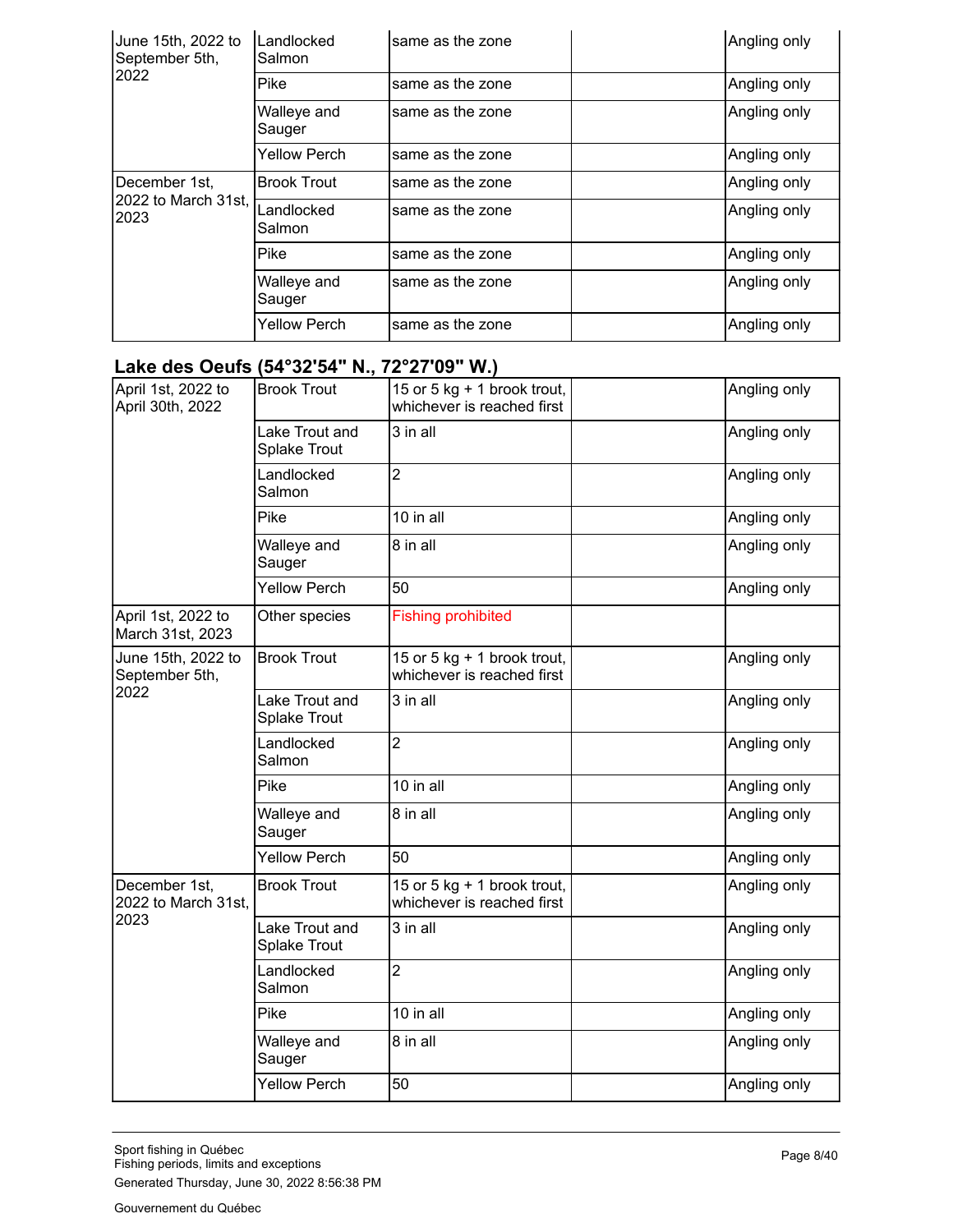| June 15th, 2022 to September 5th, 2022 | Landlocked Salmon | same as the zone | | Angling only |
|---|---|---|---|---|
| | Pike | same as the zone | | Angling only |
| | Walleye and Sauger | same as the zone | | Angling only |
| | Yellow Perch | same as the zone | | Angling only |
| December 1st, 2022 to March 31st, 2023 | Brook Trout | same as the zone | | Angling only |
| | Landlocked Salmon | same as the zone | | Angling only |
| | Pike | same as the zone | | Angling only |
| | Walleye and Sauger | same as the zone | | Angling only |
| | Yellow Perch | same as the zone | | Angling only |

## Lake des Oeufs (54°32'54" N., 72°27'09" W.)

| April 1st, 2022 to April 30th, 2022 | Brook Trout | 15 or 5 kg + 1 brook trout, whichever is reached first | | Angling only |
|---|---|---|---|---|
| | Lake Trout and Splake Trout | 3 in all | | Angling only |
| | Landlocked Salmon | 2 | | Angling only |
| | Pike | 10 in all | | Angling only |
| | Walleye and Sauger | 8 in all | | Angling only |
| | Yellow Perch | 50 | | Angling only |
| April 1st, 2022 to March 31st, 2023 | Other species | Fishing prohibited | | |
| June 15th, 2022 to September 5th, 2022 | Brook Trout | 15 or 5 kg + 1 brook trout, whichever is reached first | | Angling only |
| | Lake Trout and Splake Trout | 3 in all | | Angling only |
| | Landlocked Salmon | 2 | | Angling only |
| | Pike | 10 in all | | Angling only |
| | Walleye and Sauger | 8 in all | | Angling only |
| | Yellow Perch | 50 | | Angling only |
| December 1st, 2022 to March 31st, 2023 | Brook Trout | 15 or 5 kg + 1 brook trout, whichever is reached first | | Angling only |
| | Lake Trout and Splake Trout | 3 in all | | Angling only |
| | Landlocked Salmon | 2 | | Angling only |
| | Pike | 10 in all | | Angling only |
| | Walleye and Sauger | 8 in all | | Angling only |
| | Yellow Perch | 50 | | Angling only |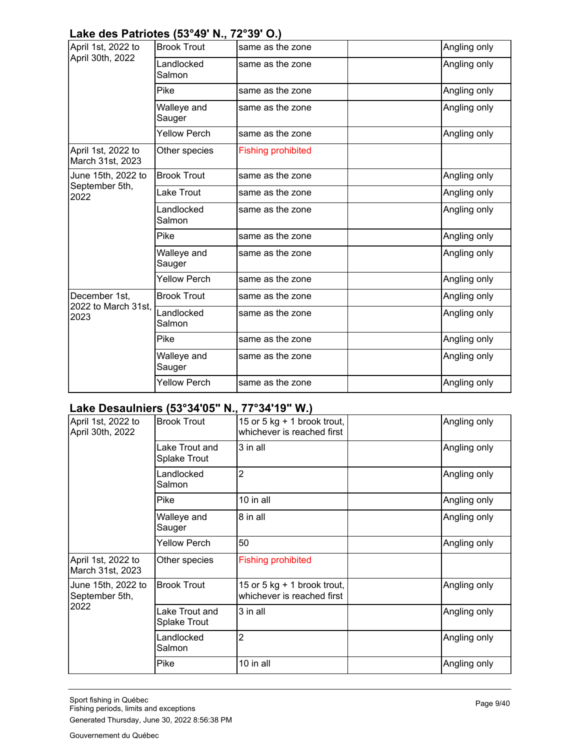### Lake des Patriotes (53°49' N., 72°39' O.)

| | | | | |
|---|---|---|---|---|
| April 1st, 2022 to April 30th, 2022 | Brook Trout | same as the zone | | Angling only |
| | Landlocked Salmon | same as the zone | | Angling only |
| | Pike | same as the zone | | Angling only |
| | Walleye and Sauger | same as the zone | | Angling only |
| | Yellow Perch | same as the zone | | Angling only |
| April 1st, 2022 to March 31st, 2023 | Other species | Fishing prohibited | | |
| June 15th, 2022 to September 5th, 2022 | Brook Trout | same as the zone | | Angling only |
| | Lake Trout | same as the zone | | Angling only |
| | Landlocked Salmon | same as the zone | | Angling only |
| | Pike | same as the zone | | Angling only |
| | Walleye and Sauger | same as the zone | | Angling only |
| | Yellow Perch | same as the zone | | Angling only |
| December 1st, 2022 to March 31st, 2023 | Brook Trout | same as the zone | | Angling only |
| | Landlocked Salmon | same as the zone | | Angling only |
| | Pike | same as the zone | | Angling only |
| | Walleye and Sauger | same as the zone | | Angling only |
| | Yellow Perch | same as the zone | | Angling only |

### Lake Desaulniers (53°34'05" N., 77°34'19" W.)

| | | | | |
|---|---|---|---|---|
| April 1st, 2022 to April 30th, 2022 | Brook Trout | 15 or 5 kg + 1 brook trout, whichever is reached first | | Angling only |
| | Lake Trout and Splake Trout | 3 in all | | Angling only |
| | Landlocked Salmon | 2 | | Angling only |
| | Pike | 10 in all | | Angling only |
| | Walleye and Sauger | 8 in all | | Angling only |
| | Yellow Perch | 50 | | Angling only |
| April 1st, 2022 to March 31st, 2023 | Other species | Fishing prohibited | | |
| June 15th, 2022 to September 5th, 2022 | Brook Trout | 15 or 5 kg + 1 brook trout, whichever is reached first | | Angling only |
| | Lake Trout and Splake Trout | 3 in all | | Angling only |
| | Landlocked Salmon | 2 | | Angling only |
| | Pike | 10 in all | | Angling only |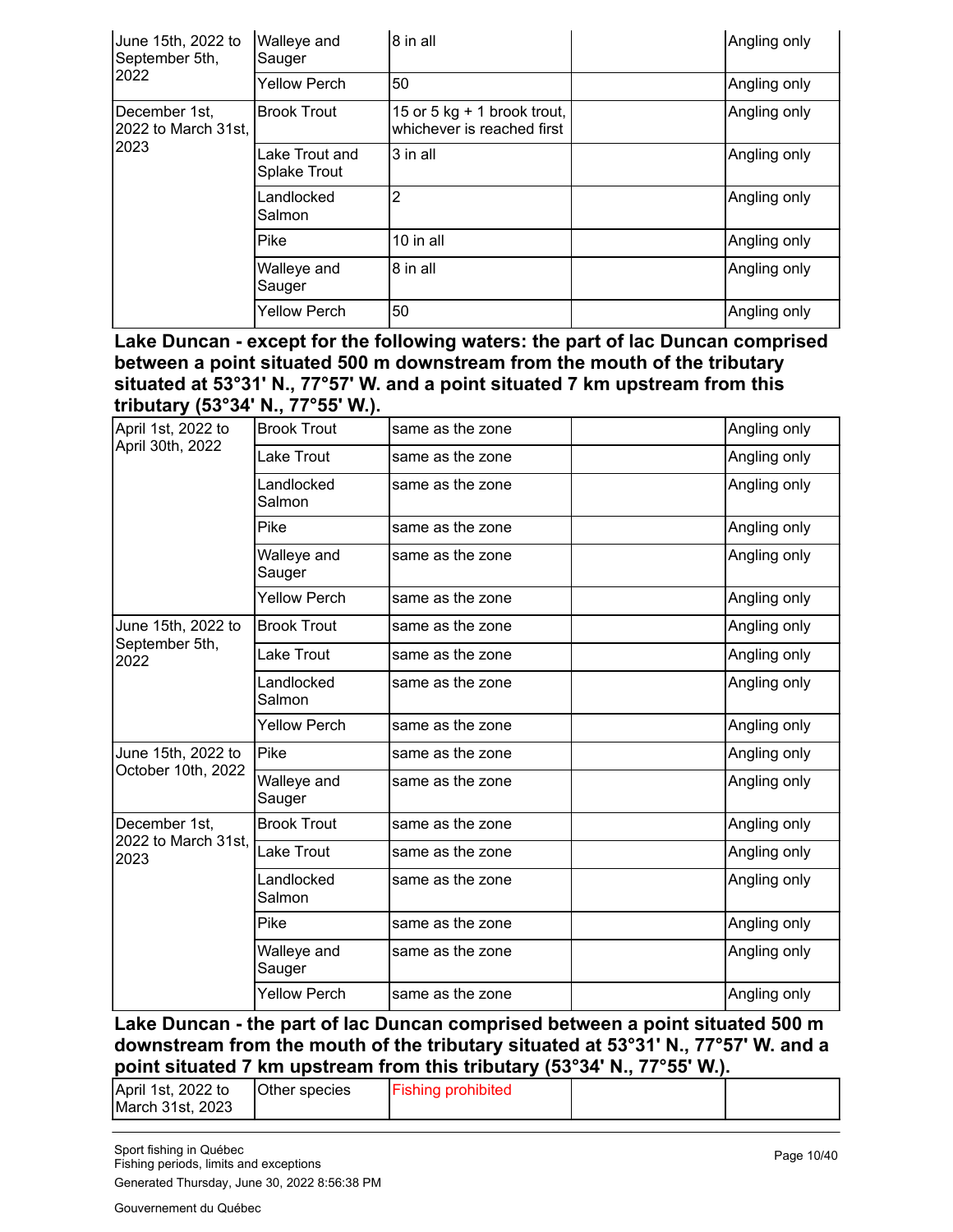| | | | | |
|---|---|---|---|---|
| June 15th, 2022 to September 5th, 2022 | Walleye and Sauger | 8 in all | | Angling only |
| | Yellow Perch | 50 | | Angling only |
| December 1st, 2022 to March 31st, 2023 | Brook Trout | 15 or 5 kg + 1 brook trout, whichever is reached first | | Angling only |
| | Lake Trout and Splake Trout | 3 in all | | Angling only |
| | Landlocked Salmon | 2 | | Angling only |
| | Pike | 10 in all | | Angling only |
| | Walleye and Sauger | 8 in all | | Angling only |
| | Yellow Perch | 50 | | Angling only |

**Lake Duncan - except for the following waters: the part of lac Duncan comprised between a point situated 500 m downstream from the mouth of the tributary situated at 53°31' N., 77°57' W. and a point situated 7 km upstream from this tributary (53°34' N., 77°55' W.).**

| | | | | |
|---|---|---|---|---|
| April 1st, 2022 to April 30th, 2022 | Brook Trout | same as the zone | | Angling only |
| | Lake Trout | same as the zone | | Angling only |
| | Landlocked Salmon | same as the zone | | Angling only |
| | Pike | same as the zone | | Angling only |
| | Walleye and Sauger | same as the zone | | Angling only |
| | Yellow Perch | same as the zone | | Angling only |
| June 15th, 2022 to September 5th, 2022 | Brook Trout | same as the zone | | Angling only |
| | Lake Trout | same as the zone | | Angling only |
| | Landlocked Salmon | same as the zone | | Angling only |
| | Yellow Perch | same as the zone | | Angling only |
| June 15th, 2022 to October 10th, 2022 | Pike | same as the zone | | Angling only |
| | Walleye and Sauger | same as the zone | | Angling only |
| December 1st, 2022 to March 31st, 2023 | Brook Trout | same as the zone | | Angling only |
| | Lake Trout | same as the zone | | Angling only |
| | Landlocked Salmon | same as the zone | | Angling only |
| | Pike | same as the zone | | Angling only |
| | Walleye and Sauger | same as the zone | | Angling only |
| | Yellow Perch | same as the zone | | Angling only |

**Lake Duncan - the part of lac Duncan comprised between a point situated 500 m downstream from the mouth of the tributary situated at 53°31' N., 77°57' W. and a point situated 7 km upstream from this tributary (53°34' N., 77°55' W.).**

| | | | | |
|---|---|---|---|---|
| April 1st, 2022 to March 31st, 2023 | Other species | Fishing prohibited | | |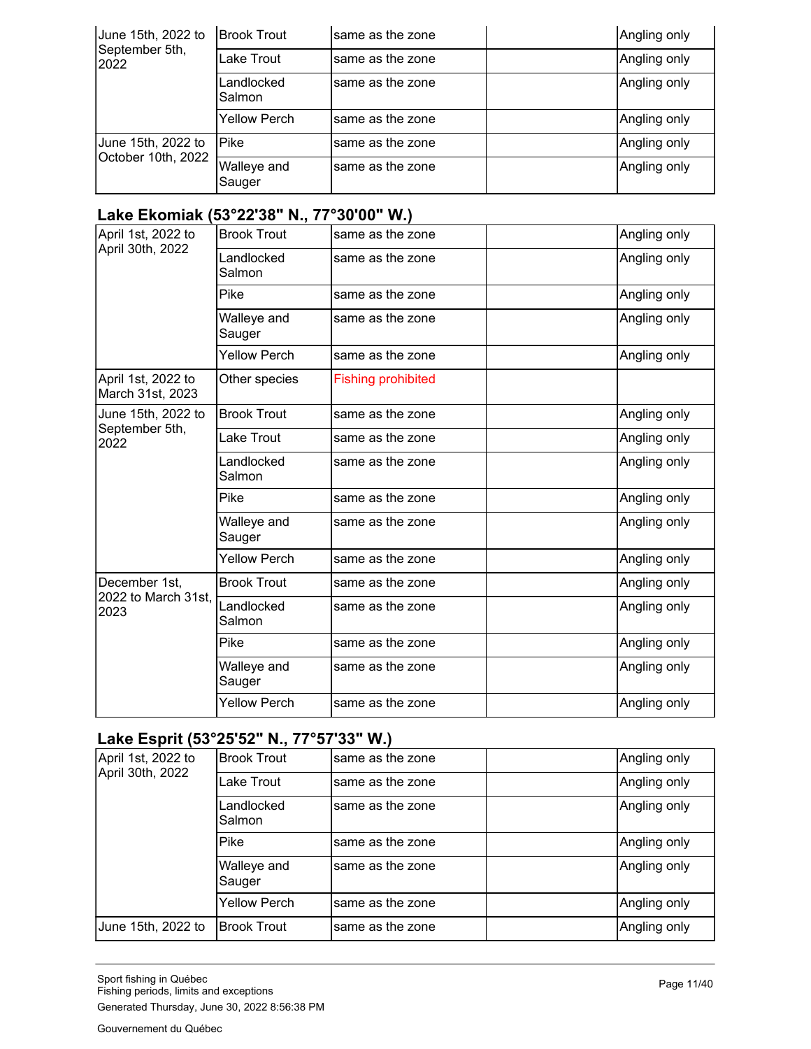| | | | | |
|---|---|---|---|---|
| June 15th, 2022 to September 5th, 2022 | Brook Trout | same as the zone | | Angling only |
| | Lake Trout | same as the zone | | Angling only |
| | Landlocked Salmon | same as the zone | | Angling only |
| | Yellow Perch | same as the zone | | Angling only |
| June 15th, 2022 to October 10th, 2022 | Pike | same as the zone | | Angling only |
| | Walleye and Sauger | same as the zone | | Angling only |

### Lake Ekomiak (53°22'38" N., 77°30'00" W.)

| | | | | |
|---|---|---|---|---|
| April 1st, 2022 to April 30th, 2022 | Brook Trout | same as the zone | | Angling only |
| | Landlocked Salmon | same as the zone | | Angling only |
| | Pike | same as the zone | | Angling only |
| | Walleye and Sauger | same as the zone | | Angling only |
| | Yellow Perch | same as the zone | | Angling only |
| April 1st, 2022 to March 31st, 2023 | Other species | Fishing prohibited | | |
| June 15th, 2022 to September 5th, 2022 | Brook Trout | same as the zone | | Angling only |
| | Lake Trout | same as the zone | | Angling only |
| | Landlocked Salmon | same as the zone | | Angling only |
| | Pike | same as the zone | | Angling only |
| | Walleye and Sauger | same as the zone | | Angling only |
| | Yellow Perch | same as the zone | | Angling only |
| December 1st, 2022 to March 31st, 2023 | Brook Trout | same as the zone | | Angling only |
| | Landlocked Salmon | same as the zone | | Angling only |
| | Pike | same as the zone | | Angling only |
| | Walleye and Sauger | same as the zone | | Angling only |
| | Yellow Perch | same as the zone | | Angling only |

### Lake Esprit (53°25'52" N., 77°57'33" W.)

| | | | | |
|---|---|---|---|---|
| April 1st, 2022 to April 30th, 2022 | Brook Trout | same as the zone | | Angling only |
| | Lake Trout | same as the zone | | Angling only |
| | Landlocked Salmon | same as the zone | | Angling only |
| | Pike | same as the zone | | Angling only |
| | Walleye and Sauger | same as the zone | | Angling only |
| | Yellow Perch | same as the zone | | Angling only |
| June 15th, 2022 to | Brook Trout | same as the zone | | Angling only |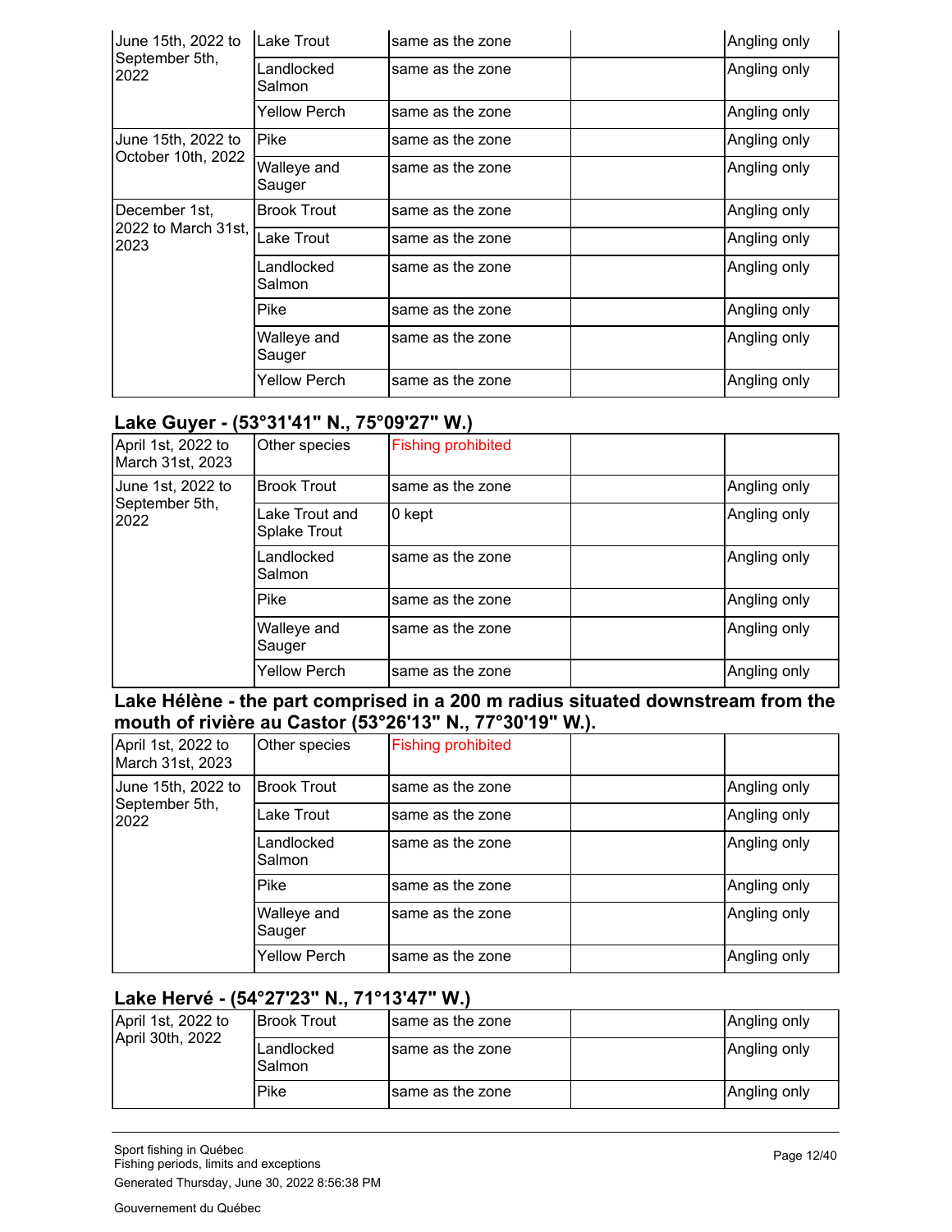| | | | | |
|---|---|---|---|---|
| June 15th, 2022 to September 5th, 2022 | Lake Trout | same as the zone | | Angling only |
| | Landlocked Salmon | same as the zone | | Angling only |
| | Yellow Perch | same as the zone | | Angling only |
| June 15th, 2022 to October 10th, 2022 | Pike | same as the zone | | Angling only |
| | Walleye and Sauger | same as the zone | | Angling only |
| December 1st, 2022 to March 31st, 2023 | Brook Trout | same as the zone | | Angling only |
| | Lake Trout | same as the zone | | Angling only |
| | Landlocked Salmon | same as the zone | | Angling only |
| | Pike | same as the zone | | Angling only |
| | Walleye and Sauger | same as the zone | | Angling only |
| | Yellow Perch | same as the zone | | Angling only |

### Lake Guyer - (53°31'41" N., 75°09'27" W.)

| | | | | |
|---|---|---|---|---|
| April 1st, 2022 to March 31st, 2023 | Other species | Fishing prohibited | | |
| June 1st, 2022 to September 5th, 2022 | Brook Trout | same as the zone | | Angling only |
| | Lake Trout and Splake Trout | 0 kept | | Angling only |
| | Landlocked Salmon | same as the zone | | Angling only |
| | Pike | same as the zone | | Angling only |
| | Walleye and Sauger | same as the zone | | Angling only |
| | Yellow Perch | same as the zone | | Angling only |

### Lake Hélène - the part comprised in a 200 m radius situated downstream from the mouth of rivière au Castor (53°26'13" N., 77°30'19" W.).

| | | | | |
|---|---|---|---|---|
| April 1st, 2022 to March 31st, 2023 | Other species | Fishing prohibited | | |
| June 15th, 2022 to September 5th, 2022 | Brook Trout | same as the zone | | Angling only |
| | Lake Trout | same as the zone | | Angling only |
| | Landlocked Salmon | same as the zone | | Angling only |
| | Pike | same as the zone | | Angling only |
| | Walleye and Sauger | same as the zone | | Angling only |
| | Yellow Perch | same as the zone | | Angling only |

### Lake Hervé - (54°27'23" N., 71°13'47" W.)

| | | | | |
|---|---|---|---|---|
| April 1st, 2022 to April 30th, 2022 | Brook Trout | same as the zone | | Angling only |
| | Landlocked Salmon | same as the zone | | Angling only |
| | Pike | same as the zone | | Angling only |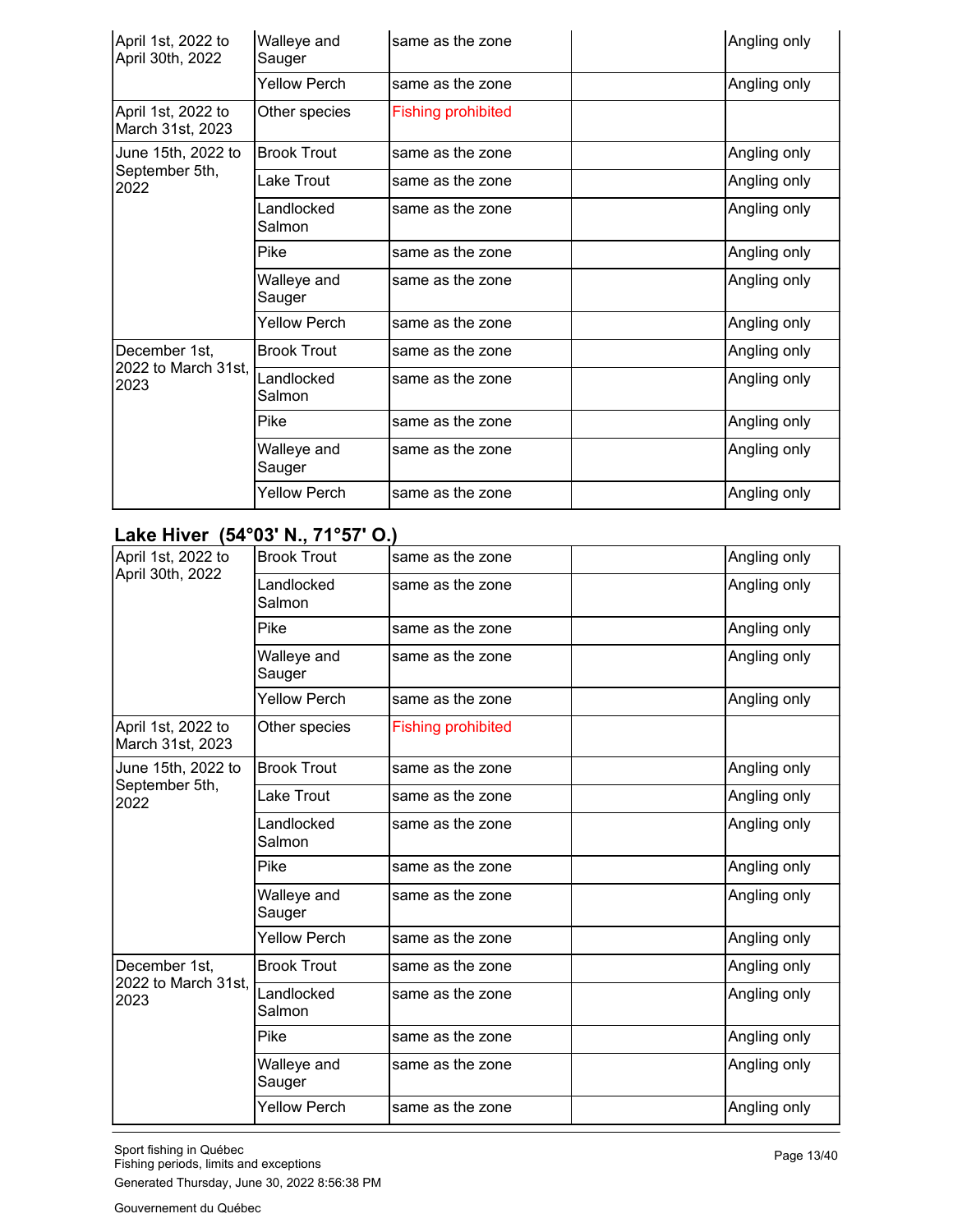| | | | | |
|---|---|---|---|---|
| April 1st, 2022 to April 30th, 2022 | Walleye and Sauger | same as the zone | | Angling only |
| | Yellow Perch | same as the zone | | Angling only |
| April 1st, 2022 to March 31st, 2023 | Other species | Fishing prohibited | | |
| June 15th, 2022 to September 5th, 2022 | Brook Trout | same as the zone | | Angling only |
| | Lake Trout | same as the zone | | Angling only |
| | Landlocked Salmon | same as the zone | | Angling only |
| | Pike | same as the zone | | Angling only |
| | Walleye and Sauger | same as the zone | | Angling only |
| | Yellow Perch | same as the zone | | Angling only |
| December 1st, 2022 to March 31st, 2023 | Brook Trout | same as the zone | | Angling only |
| | Landlocked Salmon | same as the zone | | Angling only |
| | Pike | same as the zone | | Angling only |
| | Walleye and Sauger | same as the zone | | Angling only |
| | Yellow Perch | same as the zone | | Angling only |

### Lake Hiver (54°03' N., 71°57' O.)

| | | | | |
|---|---|---|---|---|
| April 1st, 2022 to April 30th, 2022 | Brook Trout | same as the zone | | Angling only |
| | Landlocked Salmon | same as the zone | | Angling only |
| | Pike | same as the zone | | Angling only |
| | Walleye and Sauger | same as the zone | | Angling only |
| | Yellow Perch | same as the zone | | Angling only |
| April 1st, 2022 to March 31st, 2023 | Other species | Fishing prohibited | | |
| June 15th, 2022 to September 5th, 2022 | Brook Trout | same as the zone | | Angling only |
| | Lake Trout | same as the zone | | Angling only |
| | Landlocked Salmon | same as the zone | | Angling only |
| | Pike | same as the zone | | Angling only |
| | Walleye and Sauger | same as the zone | | Angling only |
| | Yellow Perch | same as the zone | | Angling only |
| December 1st, 2022 to March 31st, 2023 | Brook Trout | same as the zone | | Angling only |
| | Landlocked Salmon | same as the zone | | Angling only |
| | Pike | same as the zone | | Angling only |
| | Walleye and Sauger | same as the zone | | Angling only |
| | Yellow Perch | same as the zone | | Angling only |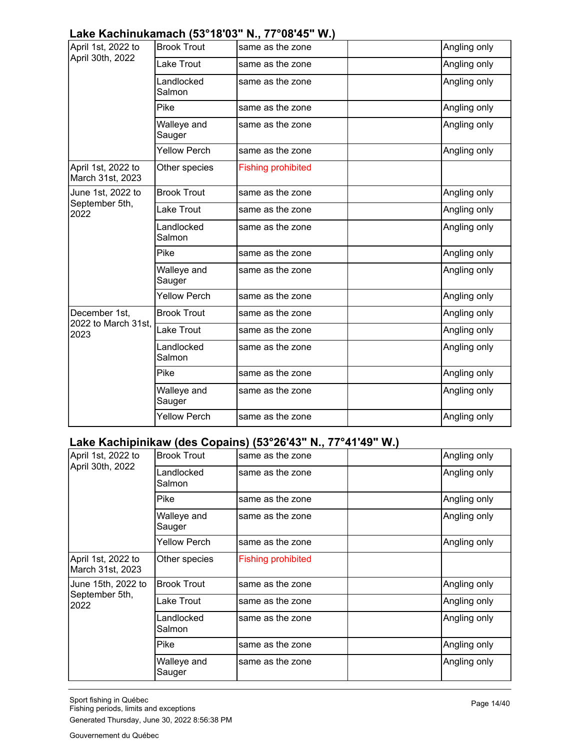### Lake Kachinukamach (53°18'03" N., 77°08'45" W.)

| | | | | |
|---|---|---|---|---|
| April 1st, 2022 to April 30th, 2022 | Brook Trout | same as the zone | | Angling only |
| | Lake Trout | same as the zone | | Angling only |
| | Landlocked Salmon | same as the zone | | Angling only |
| | Pike | same as the zone | | Angling only |
| | Walleye and Sauger | same as the zone | | Angling only |
| | Yellow Perch | same as the zone | | Angling only |
| April 1st, 2022 to March 31st, 2023 | Other species | Fishing prohibited | | |
| June 1st, 2022 to September 5th, 2022 | Brook Trout | same as the zone | | Angling only |
| | Lake Trout | same as the zone | | Angling only |
| | Landlocked Salmon | same as the zone | | Angling only |
| | Pike | same as the zone | | Angling only |
| | Walleye and Sauger | same as the zone | | Angling only |
| | Yellow Perch | same as the zone | | Angling only |
| December 1st, 2022 to March 31st, 2023 | Brook Trout | same as the zone | | Angling only |
| | Lake Trout | same as the zone | | Angling only |
| | Landlocked Salmon | same as the zone | | Angling only |
| | Pike | same as the zone | | Angling only |
| | Walleye and Sauger | same as the zone | | Angling only |
| | Yellow Perch | same as the zone | | Angling only |

### Lake Kachipinikaw (des Copains) (53°26'43" N., 77°41'49" W.)

| | | | | |
|---|---|---|---|---|
| April 1st, 2022 to April 30th, 2022 | Brook Trout | same as the zone | | Angling only |
| | Landlocked Salmon | same as the zone | | Angling only |
| | Pike | same as the zone | | Angling only |
| | Walleye and Sauger | same as the zone | | Angling only |
| | Yellow Perch | same as the zone | | Angling only |
| April 1st, 2022 to March 31st, 2023 | Other species | Fishing prohibited | | |
| June 15th, 2022 to September 5th, 2022 | Brook Trout | same as the zone | | Angling only |
| | Lake Trout | same as the zone | | Angling only |
| | Landlocked Salmon | same as the zone | | Angling only |
| | Pike | same as the zone | | Angling only |
| | Walleye and Sauger | same as the zone | | Angling only |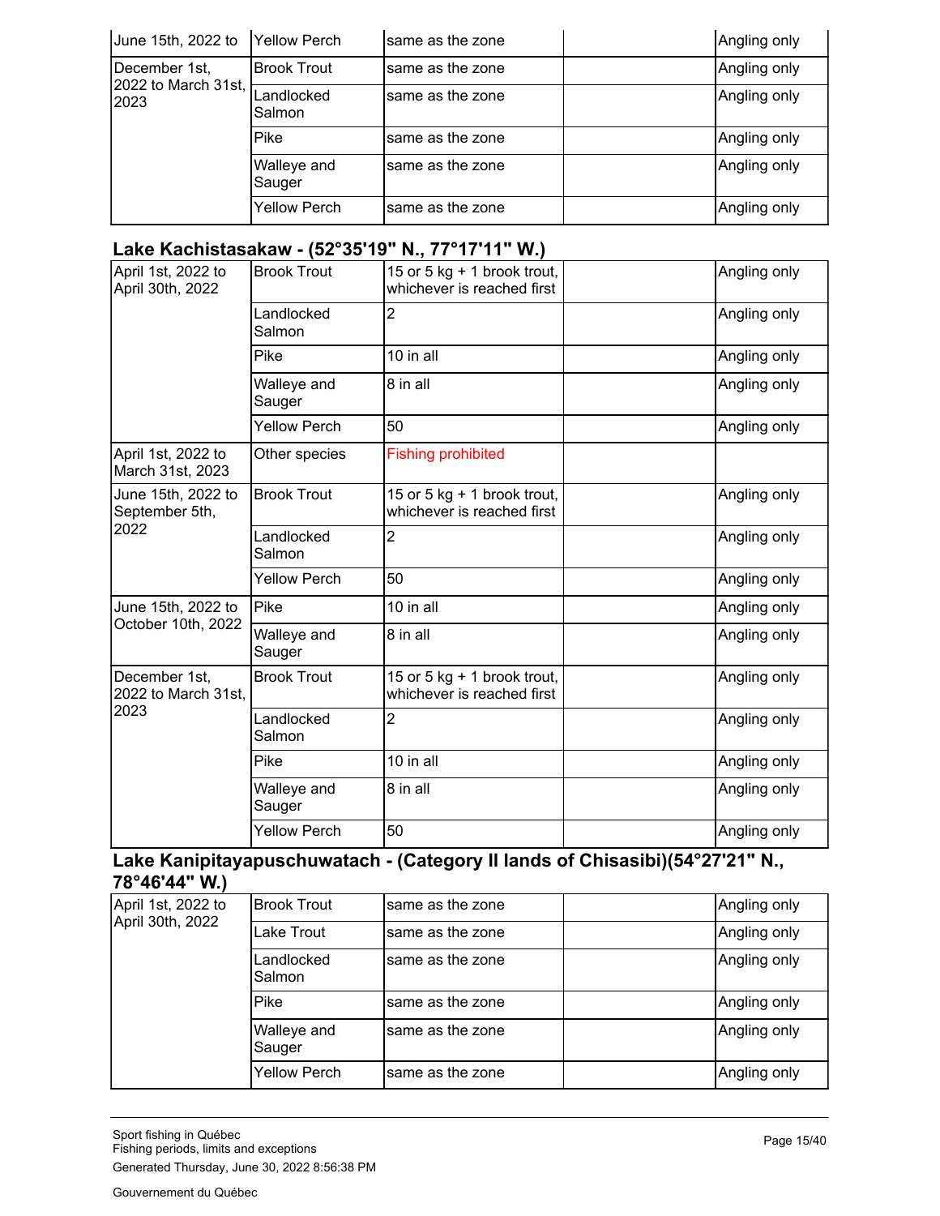| | | | | |
|---|---|---|---|---|
| June 15th, 2022 to | Yellow Perch | same as the zone | | Angling only |
| December 1st, 2022 to March 31st, 2023 | Brook Trout | same as the zone | | Angling only |
| | Landlocked Salmon | same as the zone | | Angling only |
| | Pike | same as the zone | | Angling only |
| | Walleye and Sauger | same as the zone | | Angling only |
| | Yellow Perch | same as the zone | | Angling only |

### Lake Kachistasakaw - (52°35'19" N., 77°17'11" W.)

| | | | | |
|---|---|---|---|---|
| April 1st, 2022 to April 30th, 2022 | Brook Trout | 15 or 5 kg + 1 brook trout, whichever is reached first | | Angling only |
| | Landlocked Salmon | 2 | | Angling only |
| | Pike | 10 in all | | Angling only |
| | Walleye and Sauger | 8 in all | | Angling only |
| | Yellow Perch | 50 | | Angling only |
| April 1st, 2022 to March 31st, 2023 | Other species | Fishing prohibited | | |
| June 15th, 2022 to September 5th, 2022 | Brook Trout | 15 or 5 kg + 1 brook trout, whichever is reached first | | Angling only |
| | Landlocked Salmon | 2 | | Angling only |
| | Yellow Perch | 50 | | Angling only |
| June 15th, 2022 to October 10th, 2022 | Pike | 10 in all | | Angling only |
| | Walleye and Sauger | 8 in all | | Angling only |
| December 1st, 2022 to March 31st, 2023 | Brook Trout | 15 or 5 kg + 1 brook trout, whichever is reached first | | Angling only |
| | Landlocked Salmon | 2 | | Angling only |
| | Pike | 10 in all | | Angling only |
| | Walleye and Sauger | 8 in all | | Angling only |
| | Yellow Perch | 50 | | Angling only |

### Lake Kanipitayapuschuwatach - (Category II lands of Chisasibi)(54°27'21" N., 78°46'44" W.)

| | | | | |
|---|---|---|---|---|
| April 1st, 2022 to April 30th, 2022 | Brook Trout | same as the zone | | Angling only |
| | Lake Trout | same as the zone | | Angling only |
| | Landlocked Salmon | same as the zone | | Angling only |
| | Pike | same as the zone | | Angling only |
| | Walleye and Sauger | same as the zone | | Angling only |
| | Yellow Perch | same as the zone | | Angling only |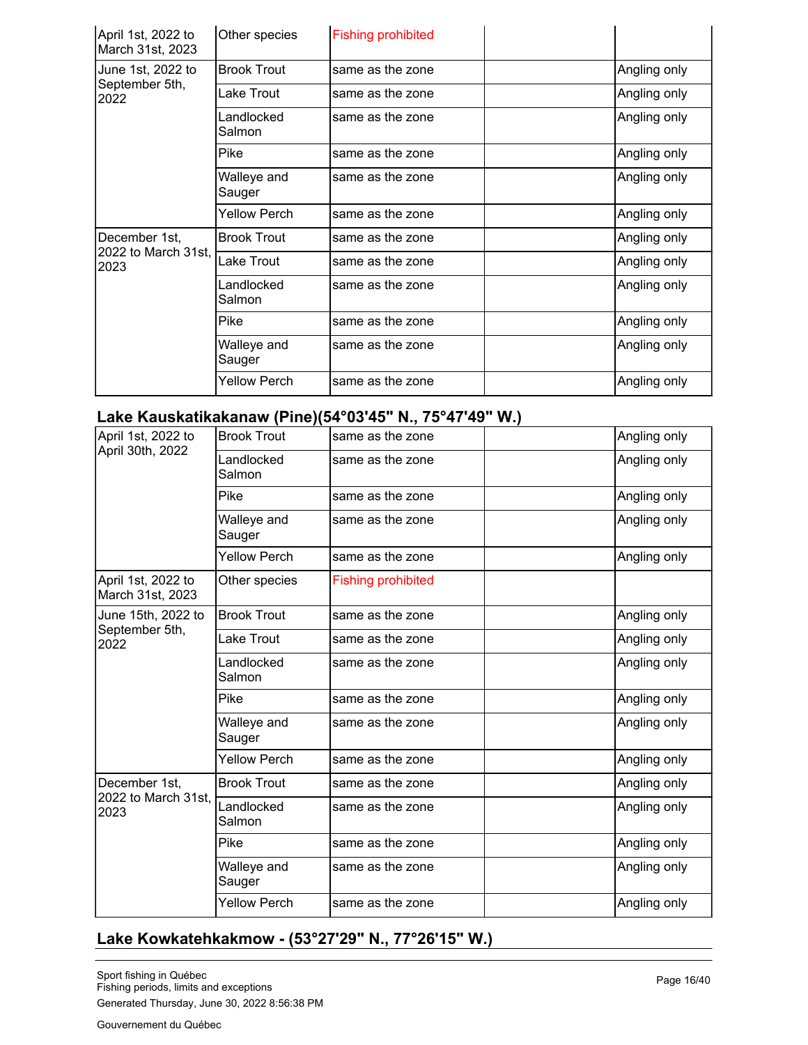| | | | | |
|---|---|---|---|---|
| April 1st, 2022 to March 31st, 2023 | Other species | Fishing prohibited | | |
| June 1st, 2022 to September 5th, 2022 | Brook Trout | same as the zone | | Angling only |
| | Lake Trout | same as the zone | | Angling only |
| | Landlocked Salmon | same as the zone | | Angling only |
| | Pike | same as the zone | | Angling only |
| | Walleye and Sauger | same as the zone | | Angling only |
| | Yellow Perch | same as the zone | | Angling only |
| December 1st, 2022 to March 31st, 2023 | Brook Trout | same as the zone | | Angling only |
| | Lake Trout | same as the zone | | Angling only |
| | Landlocked Salmon | same as the zone | | Angling only |
| | Pike | same as the zone | | Angling only |
| | Walleye and Sauger | same as the zone | | Angling only |
| | Yellow Perch | same as the zone | | Angling only |

## Lake Kauskatikakanaw (Pine)(54°03'45" N., 75°47'49" W.)

| | | | | |
|---|---|---|---|---|
| April 1st, 2022 to April 30th, 2022 | Brook Trout | same as the zone | | Angling only |
| | Landlocked Salmon | same as the zone | | Angling only |
| | Pike | same as the zone | | Angling only |
| | Walleye and Sauger | same as the zone | | Angling only |
| | Yellow Perch | same as the zone | | Angling only |
| April 1st, 2022 to March 31st, 2023 | Other species | Fishing prohibited | | |
| June 15th, 2022 to September 5th, 2022 | Brook Trout | same as the zone | | Angling only |
| | Lake Trout | same as the zone | | Angling only |
| | Landlocked Salmon | same as the zone | | Angling only |
| | Pike | same as the zone | | Angling only |
| | Walleye and Sauger | same as the zone | | Angling only |
| | Yellow Perch | same as the zone | | Angling only |
| December 1st, 2022 to March 31st, 2023 | Brook Trout | same as the zone | | Angling only |
| | Landlocked Salmon | same as the zone | | Angling only |
| | Pike | same as the zone | | Angling only |
| | Walleye and Sauger | same as the zone | | Angling only |
| | Yellow Perch | same as the zone | | Angling only |

## Lake Kowkatehkakmow - (53°27'29" N., 77°26'15" W.)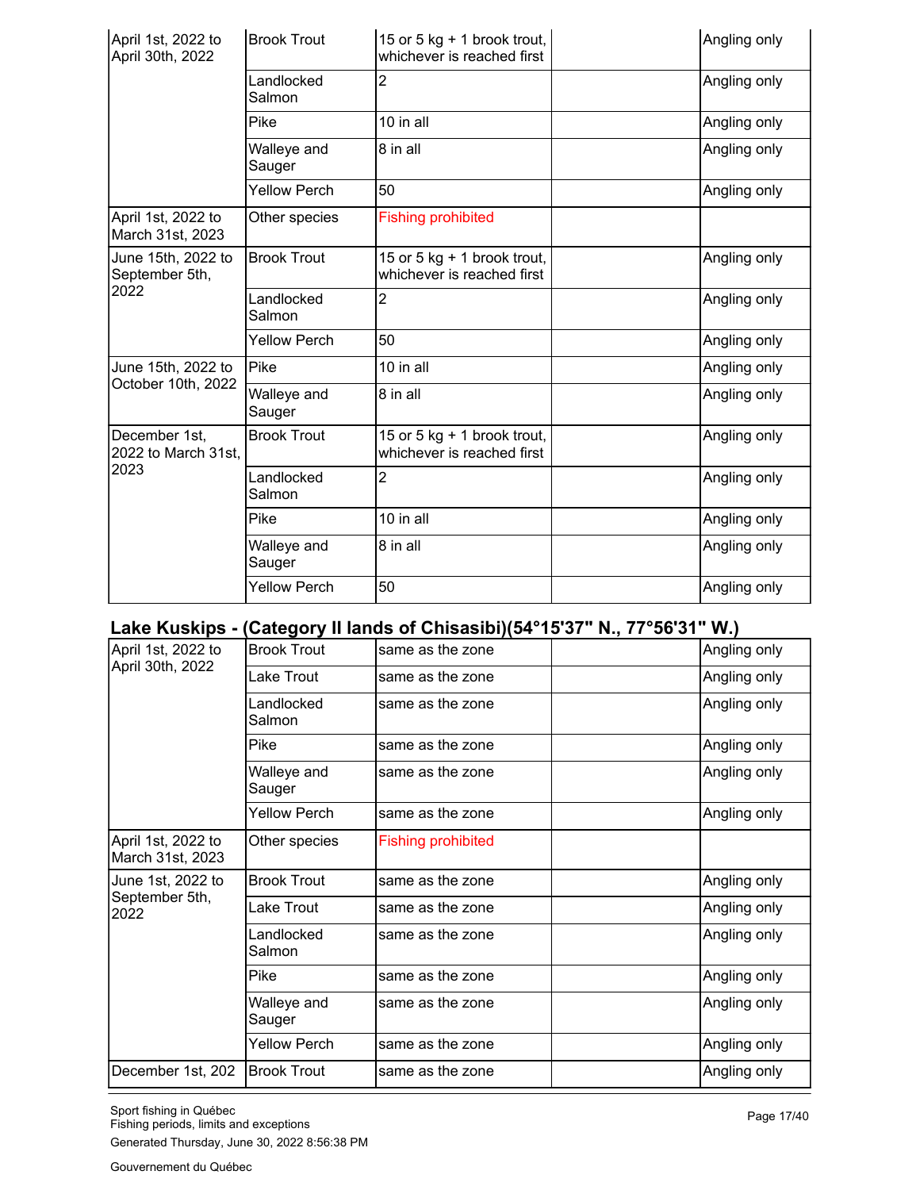| | | | | |
|---|---|---|---|---|
| April 1st, 2022 to April 30th, 2022 | Brook Trout | 15 or 5 kg + 1 brook trout, whichever is reached first | | Angling only |
| | Landlocked Salmon | 2 | | Angling only |
| | Pike | 10 in all | | Angling only |
| | Walleye and Sauger | 8 in all | | Angling only |
| | Yellow Perch | 50 | | Angling only |
| April 1st, 2022 to March 31st, 2023 | Other species | Fishing prohibited | | |
| June 15th, 2022 to September 5th, 2022 | Brook Trout | 15 or 5 kg + 1 brook trout, whichever is reached first | | Angling only |
| | Landlocked Salmon | 2 | | Angling only |
| | Yellow Perch | 50 | | Angling only |
| June 15th, 2022 to October 10th, 2022 | Pike | 10 in all | | Angling only |
| | Walleye and Sauger | 8 in all | | Angling only |
| December 1st, 2022 to March 31st, 2023 | Brook Trout | 15 or 5 kg + 1 brook trout, whichever is reached first | | Angling only |
| | Landlocked Salmon | 2 | | Angling only |
| | Pike | 10 in all | | Angling only |
| | Walleye and Sauger | 8 in all | | Angling only |
| | Yellow Perch | 50 | | Angling only |

## Lake Kuskips - (Category II lands of Chisasibi)(54°15'37" N., 77°56'31" W.)

| | | | | |
|---|---|---|---|---|
| April 1st, 2022 to April 30th, 2022 | Brook Trout | same as the zone | | Angling only |
| | Lake Trout | same as the zone | | Angling only |
| | Landlocked Salmon | same as the zone | | Angling only |
| | Pike | same as the zone | | Angling only |
| | Walleye and Sauger | same as the zone | | Angling only |
| | Yellow Perch | same as the zone | | Angling only |
| April 1st, 2022 to March 31st, 2023 | Other species | Fishing prohibited | | |
| June 1st, 2022 to September 5th, 2022 | Brook Trout | same as the zone | | Angling only |
| | Lake Trout | same as the zone | | Angling only |
| | Landlocked Salmon | same as the zone | | Angling only |
| | Pike | same as the zone | | Angling only |
| | Walleye and Sauger | same as the zone | | Angling only |
| | Yellow Perch | same as the zone | | Angling only |
| December 1st, 202 | Brook Trout | same as the zone | | Angling only |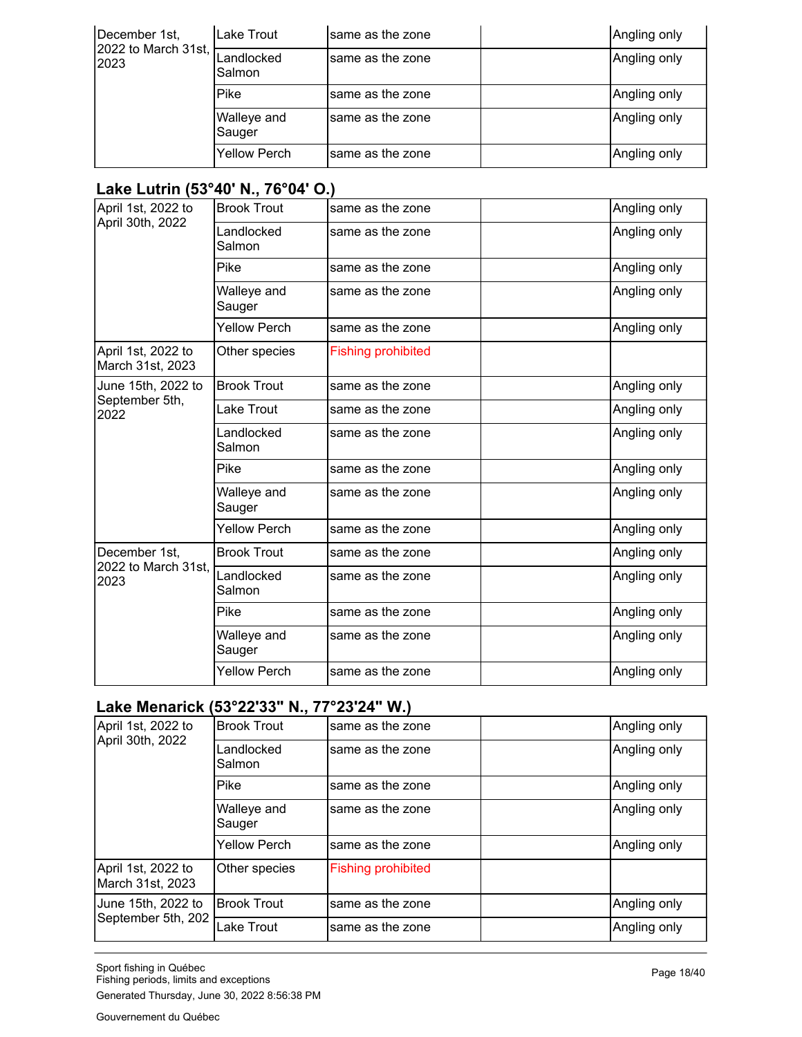| December 1st, 2022 to March 31st, 2023 | Lake Trout | same as the zone | | Angling only |
|---|---|---|---|---|
| | Landlocked Salmon | same as the zone | | Angling only |
| | Pike | same as the zone | | Angling only |
| | Walleye and Sauger | same as the zone | | Angling only |
| | Yellow Perch | same as the zone | | Angling only |

### Lake Lutrin (53°40' N., 76°04' O.)

| April 1st, 2022 to April 30th, 2022 | Brook Trout | same as the zone | | Angling only |
|---|---|---|---|---|
| | Landlocked Salmon | same as the zone | | Angling only |
| | Pike | same as the zone | | Angling only |
| | Walleye and Sauger | same as the zone | | Angling only |
| | Yellow Perch | same as the zone | | Angling only |
| April 1st, 2022 to March 31st, 2023 | Other species | Fishing prohibited | | |
| June 15th, 2022 to September 5th, 2022 | Brook Trout | same as the zone | | Angling only |
| | Lake Trout | same as the zone | | Angling only |
| | Landlocked Salmon | same as the zone | | Angling only |
| | Pike | same as the zone | | Angling only |
| | Walleye and Sauger | same as the zone | | Angling only |
| | Yellow Perch | same as the zone | | Angling only |
| December 1st, 2022 to March 31st, 2023 | Brook Trout | same as the zone | | Angling only |
| | Landlocked Salmon | same as the zone | | Angling only |
| | Pike | same as the zone | | Angling only |
| | Walleye and Sauger | same as the zone | | Angling only |
| | Yellow Perch | same as the zone | | Angling only |

### Lake Menarick (53°22'33" N., 77°23'24" W.)

| April 1st, 2022 to April 30th, 2022 | Brook Trout | same as the zone | | Angling only |
|---|---|---|---|---|
| | Landlocked Salmon | same as the zone | | Angling only |
| | Pike | same as the zone | | Angling only |
| | Walleye and Sauger | same as the zone | | Angling only |
| | Yellow Perch | same as the zone | | Angling only |
| April 1st, 2022 to March 31st, 2023 | Other species | Fishing prohibited | | |
| June 15th, 2022 to September 5th, 202 | Brook Trout | same as the zone | | Angling only |
| | Lake Trout | same as the zone | | Angling only |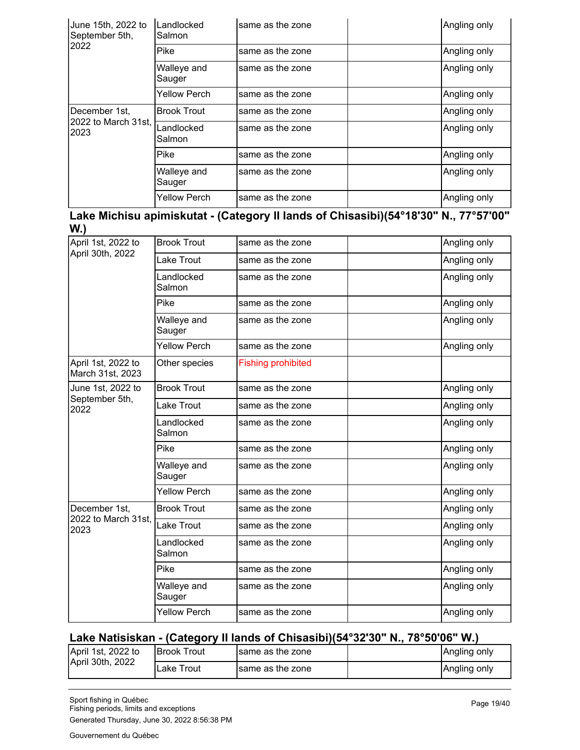| | | | | |
|---|---|---|---|---|
| June 15th, 2022 to September 5th, 2022 | Landlocked Salmon | same as the zone | | Angling only |
| | Pike | same as the zone | | Angling only |
| | Walleye and Sauger | same as the zone | | Angling only |
| | Yellow Perch | same as the zone | | Angling only |
| December 1st, 2022 to March 31st, 2023 | Brook Trout | same as the zone | | Angling only |
| | Landlocked Salmon | same as the zone | | Angling only |
| | Pike | same as the zone | | Angling only |
| | Walleye and Sauger | same as the zone | | Angling only |
| | Yellow Perch | same as the zone | | Angling only |

### Lake Michisu apimiskutat - (Category II lands of Chisasibi)(54°18'30" N., 77°57'00" W.)

| | | | | |
|---|---|---|---|---|
| April 1st, 2022 to April 30th, 2022 | Brook Trout | same as the zone | | Angling only |
| | Lake Trout | same as the zone | | Angling only |
| | Landlocked Salmon | same as the zone | | Angling only |
| | Pike | same as the zone | | Angling only |
| | Walleye and Sauger | same as the zone | | Angling only |
| | Yellow Perch | same as the zone | | Angling only |
| April 1st, 2022 to March 31st, 2023 | Other species | Fishing prohibited | | |
| June 1st, 2022 to September 5th, 2022 | Brook Trout | same as the zone | | Angling only |
| | Lake Trout | same as the zone | | Angling only |
| | Landlocked Salmon | same as the zone | | Angling only |
| | Pike | same as the zone | | Angling only |
| | Walleye and Sauger | same as the zone | | Angling only |
| | Yellow Perch | same as the zone | | Angling only |
| December 1st, 2022 to March 31st, 2023 | Brook Trout | same as the zone | | Angling only |
| | Lake Trout | same as the zone | | Angling only |
| | Landlocked Salmon | same as the zone | | Angling only |
| | Pike | same as the zone | | Angling only |
| | Walleye and Sauger | same as the zone | | Angling only |
| | Yellow Perch | same as the zone | | Angling only |

### Lake Natisiskan - (Category II lands of Chisasibi)(54°32'30" N., 78°50'06" W.)

| | | | | |
|---|---|---|---|---|
| April 1st, 2022 to April 30th, 2022 | Brook Trout | same as the zone | | Angling only |
| | Lake Trout | same as the zone | | Angling only |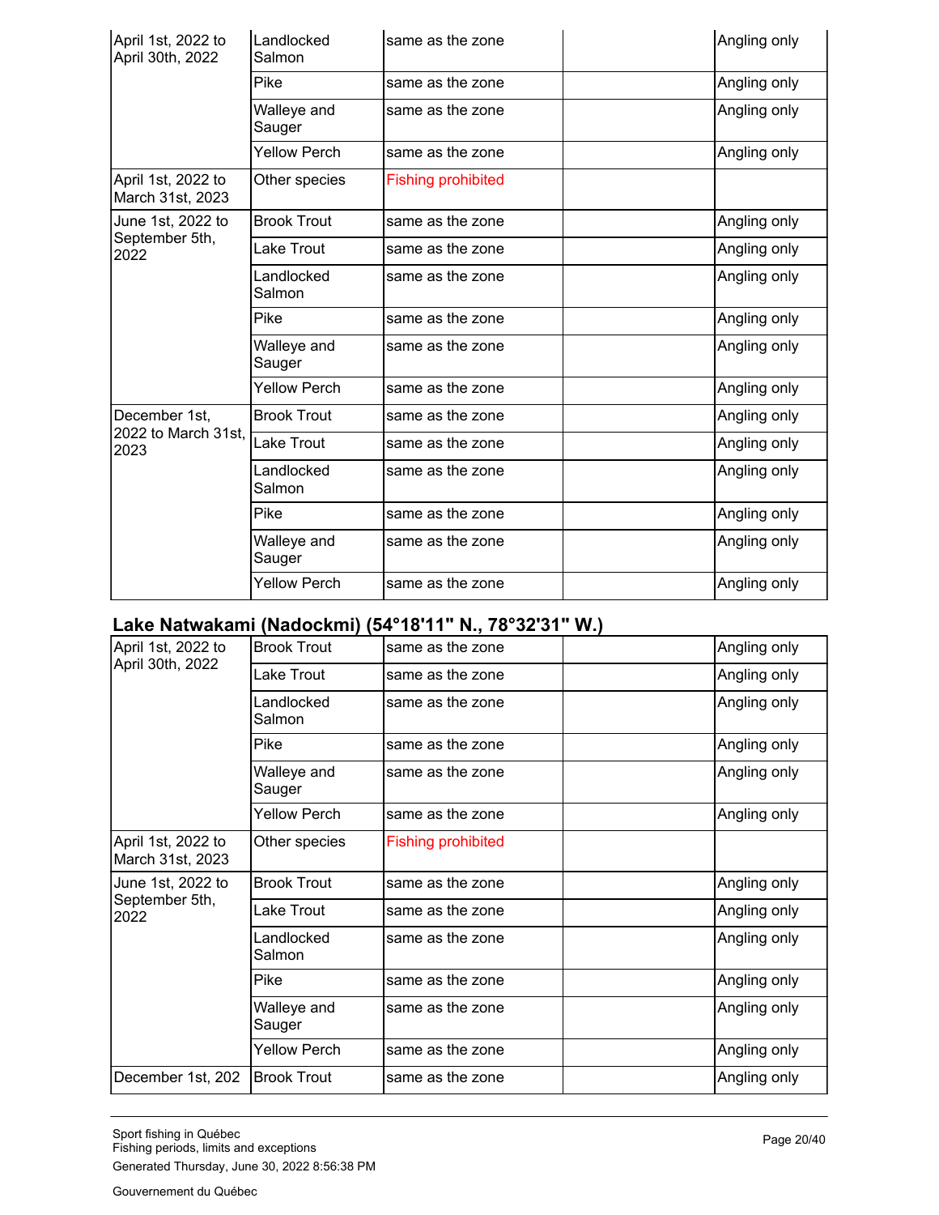| | | | | |
|---|---|---|---|---|
| April 1st, 2022 to April 30th, 2022 | Landlocked Salmon | same as the zone | | Angling only |
| | Pike | same as the zone | | Angling only |
| | Walleye and Sauger | same as the zone | | Angling only |
| | Yellow Perch | same as the zone | | Angling only |
| April 1st, 2022 to March 31st, 2023 | Other species | Fishing prohibited | | |
| June 1st, 2022 to September 5th, 2022 | Brook Trout | same as the zone | | Angling only |
| | Lake Trout | same as the zone | | Angling only |
| | Landlocked Salmon | same as the zone | | Angling only |
| | Pike | same as the zone | | Angling only |
| | Walleye and Sauger | same as the zone | | Angling only |
| | Yellow Perch | same as the zone | | Angling only |
| December 1st, 2022 to March 31st, 2023 | Brook Trout | same as the zone | | Angling only |
| | Lake Trout | same as the zone | | Angling only |
| | Landlocked Salmon | same as the zone | | Angling only |
| | Pike | same as the zone | | Angling only |
| | Walleye and Sauger | same as the zone | | Angling only |
| | Yellow Perch | same as the zone | | Angling only |

### Lake Natwakami (Nadockmi) (54°18'11" N., 78°32'31" W.)

| | | | | |
|---|---|---|---|---|
| April 1st, 2022 to April 30th, 2022 | Brook Trout | same as the zone | | Angling only |
| | Lake Trout | same as the zone | | Angling only |
| | Landlocked Salmon | same as the zone | | Angling only |
| | Pike | same as the zone | | Angling only |
| | Walleye and Sauger | same as the zone | | Angling only |
| | Yellow Perch | same as the zone | | Angling only |
| April 1st, 2022 to March 31st, 2023 | Other species | Fishing prohibited | | |
| June 1st, 2022 to September 5th, 2022 | Brook Trout | same as the zone | | Angling only |
| | Lake Trout | same as the zone | | Angling only |
| | Landlocked Salmon | same as the zone | | Angling only |
| | Pike | same as the zone | | Angling only |
| | Walleye and Sauger | same as the zone | | Angling only |
| | Yellow Perch | same as the zone | | Angling only |
| December 1st, 202 | Brook Trout | same as the zone | | Angling only |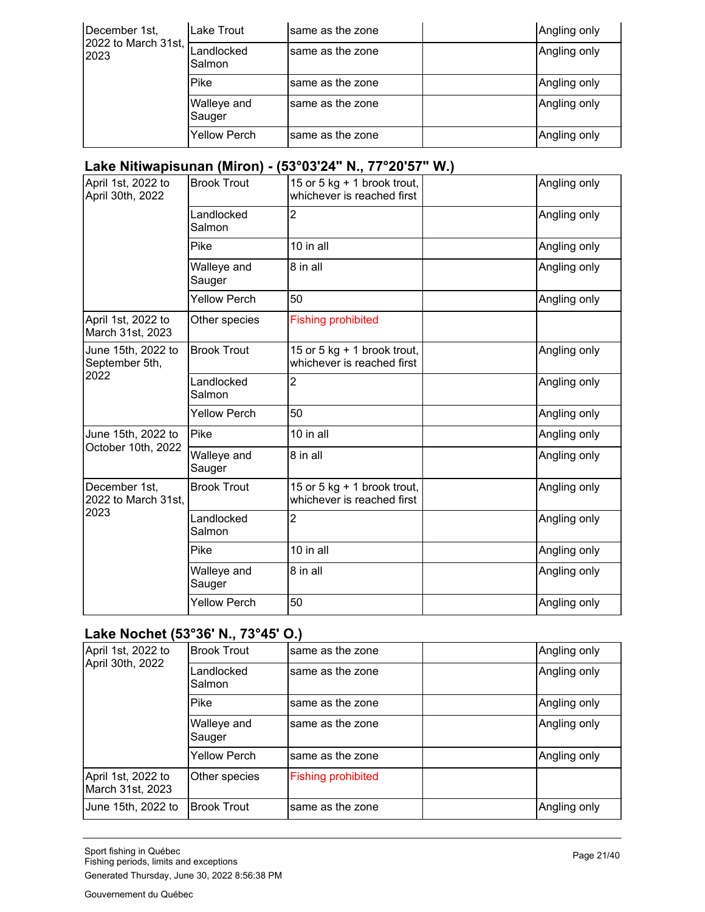| | | | | |
|---|---|---|---|---|
| December 1st, 2022 to March 31st, 2023 | Lake Trout | same as the zone | | Angling only |
| | Landlocked Salmon | same as the zone | | Angling only |
| | Pike | same as the zone | | Angling only |
| | Walleye and Sauger | same as the zone | | Angling only |
| | Yellow Perch | same as the zone | | Angling only |

### Lake Nitiwapisunan (Miron) - (53°03'24" N., 77°20'57" W.)

| | | | | |
|---|---|---|---|---|
| April 1st, 2022 to April 30th, 2022 | Brook Trout | 15 or 5 kg + 1 brook trout, whichever is reached first | | Angling only |
| | Landlocked Salmon | 2 | | Angling only |
| | Pike | 10 in all | | Angling only |
| | Walleye and Sauger | 8 in all | | Angling only |
| | Yellow Perch | 50 | | Angling only |
| April 1st, 2022 to March 31st, 2023 | Other species | Fishing prohibited | | |
| June 15th, 2022 to September 5th, 2022 | Brook Trout | 15 or 5 kg + 1 brook trout, whichever is reached first | | Angling only |
| | Landlocked Salmon | 2 | | Angling only |
| | Yellow Perch | 50 | | Angling only |
| June 15th, 2022 to October 10th, 2022 | Pike | 10 in all | | Angling only |
| | Walleye and Sauger | 8 in all | | Angling only |
| December 1st, 2022 to March 31st, 2023 | Brook Trout | 15 or 5 kg + 1 brook trout, whichever is reached first | | Angling only |
| | Landlocked Salmon | 2 | | Angling only |
| | Pike | 10 in all | | Angling only |
| | Walleye and Sauger | 8 in all | | Angling only |
| | Yellow Perch | 50 | | Angling only |

### Lake Nochet (53°36' N., 73°45' O.)

| | | | | |
|---|---|---|---|---|
| April 1st, 2022 to April 30th, 2022 | Brook Trout | same as the zone | | Angling only |
| | Landlocked Salmon | same as the zone | | Angling only |
| | Pike | same as the zone | | Angling only |
| | Walleye and Sauger | same as the zone | | Angling only |
| | Yellow Perch | same as the zone | | Angling only |
| April 1st, 2022 to March 31st, 2023 | Other species | Fishing prohibited | | |
| June 15th, 2022 to | Brook Trout | same as the zone | | Angling only |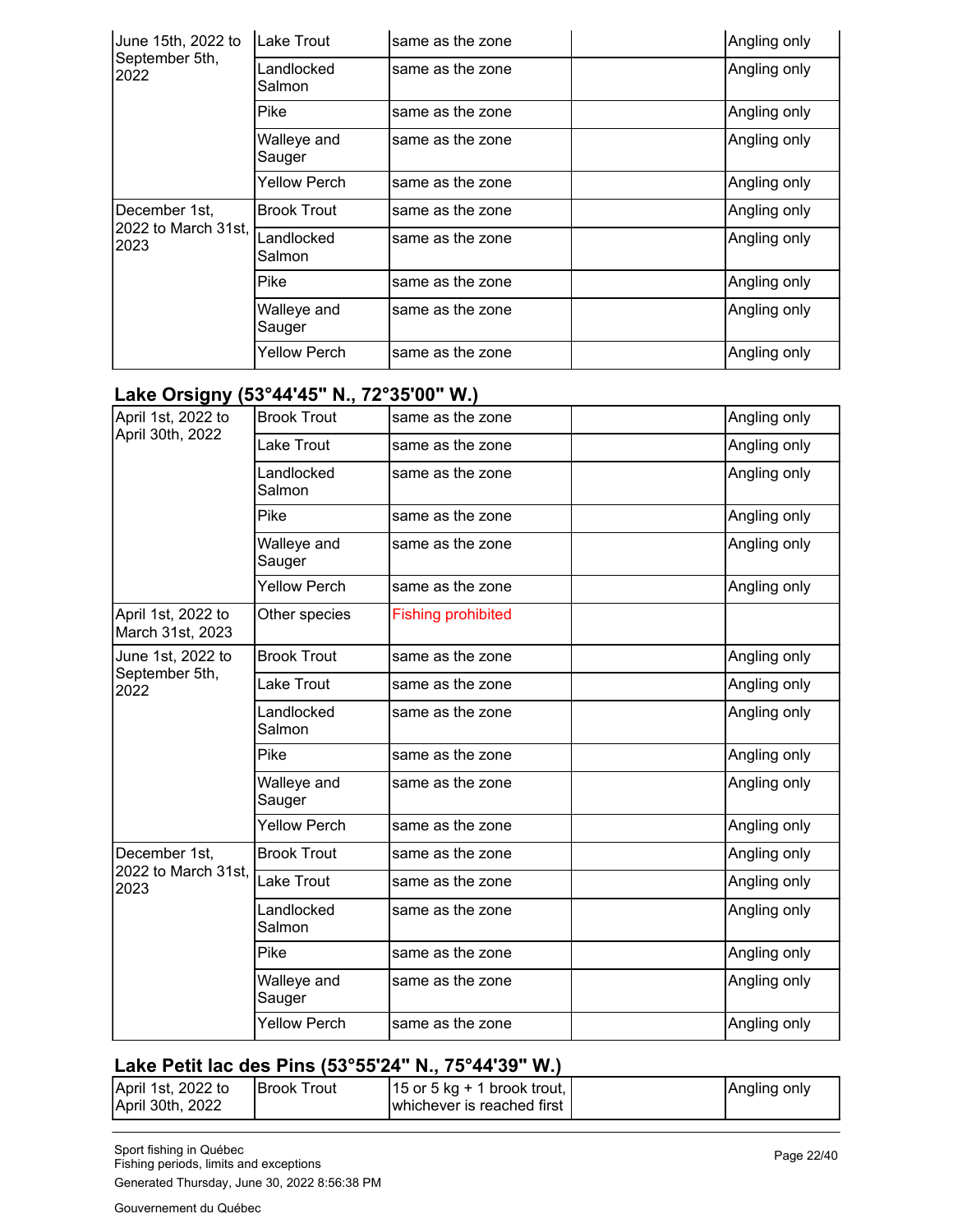| | | | | |
|---|---|---|---|---|
| June 15th, 2022 to September 5th, 2022 | Lake Trout | same as the zone | | Angling only |
| | Landlocked Salmon | same as the zone | | Angling only |
| | Pike | same as the zone | | Angling only |
| | Walleye and Sauger | same as the zone | | Angling only |
| | Yellow Perch | same as the zone | | Angling only |
| December 1st, 2022 to March 31st, 2023 | Brook Trout | same as the zone | | Angling only |
| | Landlocked Salmon | same as the zone | | Angling only |
| | Pike | same as the zone | | Angling only |
| | Walleye and Sauger | same as the zone | | Angling only |
| | Yellow Perch | same as the zone | | Angling only |

### Lake Orsigny (53°44'45" N., 72°35'00" W.)

| | | | | |
|---|---|---|---|---|
| April 1st, 2022 to April 30th, 2022 | Brook Trout | same as the zone | | Angling only |
| | Lake Trout | same as the zone | | Angling only |
| | Landlocked Salmon | same as the zone | | Angling only |
| | Pike | same as the zone | | Angling only |
| | Walleye and Sauger | same as the zone | | Angling only |
| | Yellow Perch | same as the zone | | Angling only |
| April 1st, 2022 to March 31st, 2023 | Other species | Fishing prohibited | | |
| June 1st, 2022 to September 5th, 2022 | Brook Trout | same as the zone | | Angling only |
| | Lake Trout | same as the zone | | Angling only |
| | Landlocked Salmon | same as the zone | | Angling only |
| | Pike | same as the zone | | Angling only |
| | Walleye and Sauger | same as the zone | | Angling only |
| | Yellow Perch | same as the zone | | Angling only |
| December 1st, 2022 to March 31st, 2023 | Brook Trout | same as the zone | | Angling only |
| | Lake Trout | same as the zone | | Angling only |
| | Landlocked Salmon | same as the zone | | Angling only |
| | Pike | same as the zone | | Angling only |
| | Walleye and Sauger | same as the zone | | Angling only |
| | Yellow Perch | same as the zone | | Angling only |

### Lake Petit lac des Pins (53°55'24" N., 75°44'39" W.)

| | | | | |
|---|---|---|---|---|
| April 1st, 2022 to April 30th, 2022 | Brook Trout | 15 or 5 kg + 1 brook trout, whichever is reached first | | Angling only |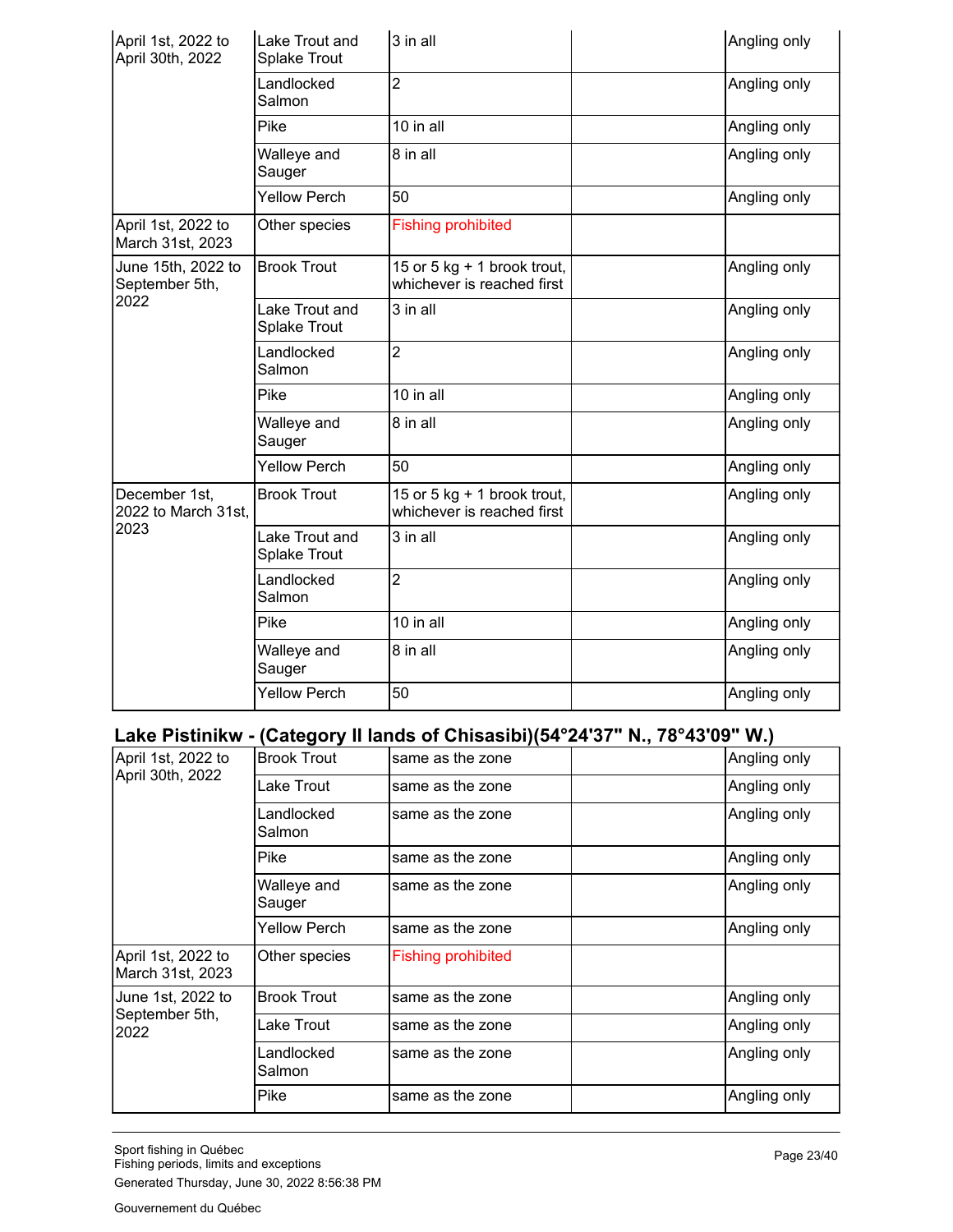| | | | | |
|---|---|---|---|---|
| April 1st, 2022 to April 30th, 2022 | Lake Trout and Splake Trout | 3 in all | | Angling only |
| | Landlocked Salmon | 2 | | Angling only |
| | Pike | 10 in all | | Angling only |
| | Walleye and Sauger | 8 in all | | Angling only |
| | Yellow Perch | 50 | | Angling only |
| April 1st, 2022 to March 31st, 2023 | Other species | Fishing prohibited | | |
| June 15th, 2022 to September 5th, 2022 | Brook Trout | 15 or 5 kg + 1 brook trout, whichever is reached first | | Angling only |
| | Lake Trout and Splake Trout | 3 in all | | Angling only |
| | Landlocked Salmon | 2 | | Angling only |
| | Pike | 10 in all | | Angling only |
| | Walleye and Sauger | 8 in all | | Angling only |
| | Yellow Perch | 50 | | Angling only |
| December 1st, 2022 to March 31st, 2023 | Brook Trout | 15 or 5 kg + 1 brook trout, whichever is reached first | | Angling only |
| | Lake Trout and Splake Trout | 3 in all | | Angling only |
| | Landlocked Salmon | 2 | | Angling only |
| | Pike | 10 in all | | Angling only |
| | Walleye and Sauger | 8 in all | | Angling only |
| | Yellow Perch | 50 | | Angling only |

## Lake Pistinikw - (Category II lands of Chisasibi)(54°24'37" N., 78°43'09" W.)

| | | | | |
|---|---|---|---|---|
| April 1st, 2022 to April 30th, 2022 | Brook Trout | same as the zone | | Angling only |
| | Lake Trout | same as the zone | | Angling only |
| | Landlocked Salmon | same as the zone | | Angling only |
| | Pike | same as the zone | | Angling only |
| | Walleye and Sauger | same as the zone | | Angling only |
| | Yellow Perch | same as the zone | | Angling only |
| April 1st, 2022 to March 31st, 2023 | Other species | Fishing prohibited | | |
| June 1st, 2022 to September 5th, 2022 | Brook Trout | same as the zone | | Angling only |
| | Lake Trout | same as the zone | | Angling only |
| | Landlocked Salmon | same as the zone | | Angling only |
| | Pike | same as the zone | | Angling only |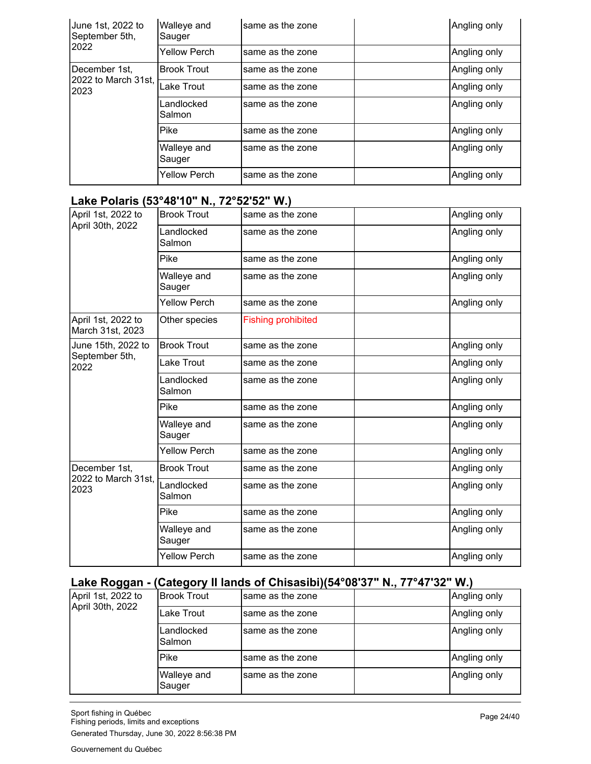| | | | | |
|---|---|---|---|---|
| June 1st, 2022 to September 5th, 2022 | Walleye and Sauger | same as the zone | | Angling only |
| | Yellow Perch | same as the zone | | Angling only |
| December 1st, 2022 to March 31st, 2023 | Brook Trout | same as the zone | | Angling only |
| | Lake Trout | same as the zone | | Angling only |
| | Landlocked Salmon | same as the zone | | Angling only |
| | Pike | same as the zone | | Angling only |
| | Walleye and Sauger | same as the zone | | Angling only |
| | Yellow Perch | same as the zone | | Angling only |

## Lake Polaris (53°48'10" N., 72°52'52" W.)

| | | | | |
|---|---|---|---|---|
| April 1st, 2022 to April 30th, 2022 | Brook Trout | same as the zone | | Angling only |
| | Landlocked Salmon | same as the zone | | Angling only |
| | Pike | same as the zone | | Angling only |
| | Walleye and Sauger | same as the zone | | Angling only |
| | Yellow Perch | same as the zone | | Angling only |
| April 1st, 2022 to March 31st, 2023 | Other species | Fishing prohibited | | |
| June 15th, 2022 to September 5th, 2022 | Brook Trout | same as the zone | | Angling only |
| | Lake Trout | same as the zone | | Angling only |
| | Landlocked Salmon | same as the zone | | Angling only |
| | Pike | same as the zone | | Angling only |
| | Walleye and Sauger | same as the zone | | Angling only |
| | Yellow Perch | same as the zone | | Angling only |
| December 1st, 2022 to March 31st, 2023 | Brook Trout | same as the zone | | Angling only |
| | Landlocked Salmon | same as the zone | | Angling only |
| | Pike | same as the zone | | Angling only |
| | Walleye and Sauger | same as the zone | | Angling only |
| | Yellow Perch | same as the zone | | Angling only |

## Lake Roggan - (Category II lands of Chisasibi)(54°08'37" N., 77°47'32" W.)

| | | | | |
|---|---|---|---|---|
| April 1st, 2022 to April 30th, 2022 | Brook Trout | same as the zone | | Angling only |
| | Lake Trout | same as the zone | | Angling only |
| | Landlocked Salmon | same as the zone | | Angling only |
| | Pike | same as the zone | | Angling only |
| | Walleye and Sauger | same as the zone | | Angling only |

Sport fishing in Québec
Fishing periods, limits and exceptions
Generated Thursday, June 30, 2022 8:56:38 PM

Gouvernement du Québec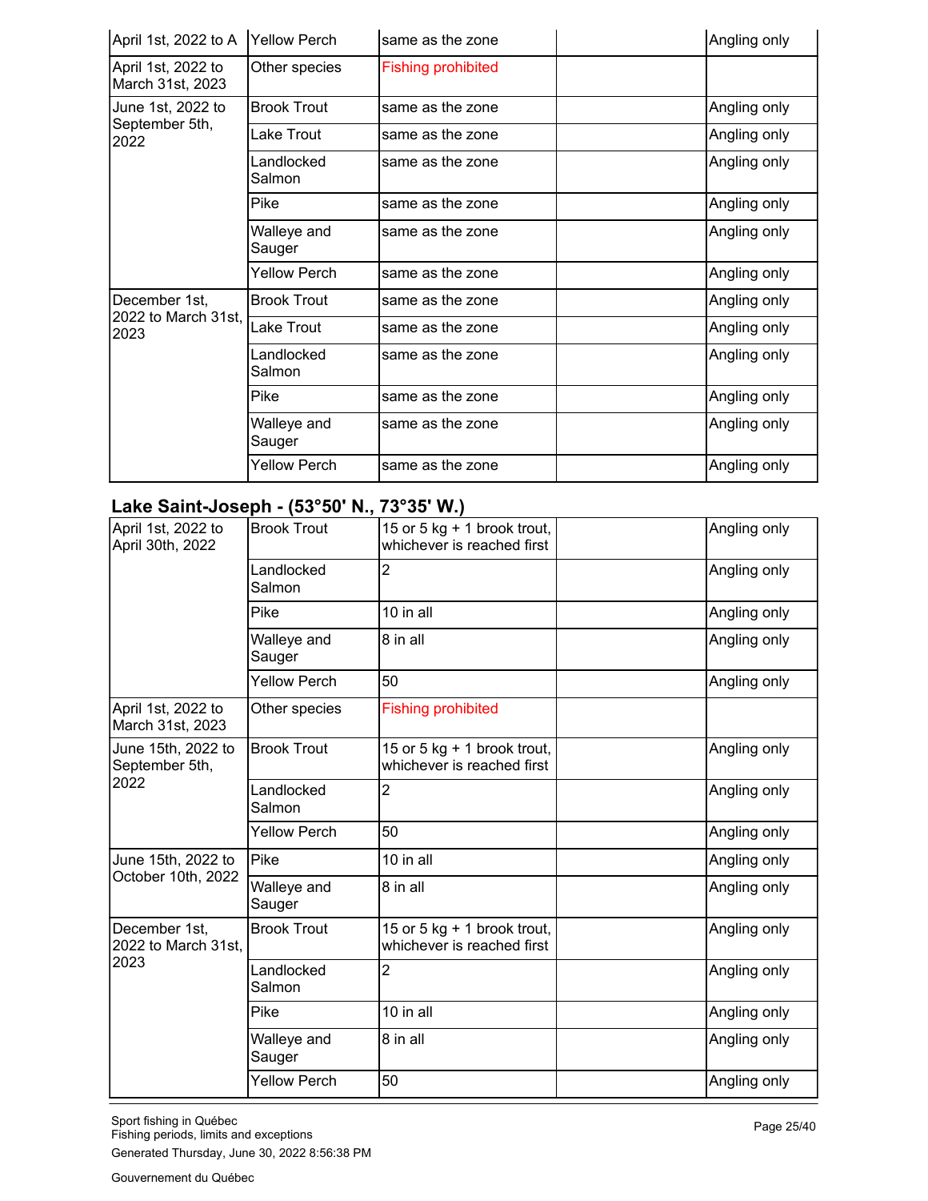| | | | | |
|---|---|---|---|---|
| April 1st, 2022 to A | Yellow Perch | same as the zone | | Angling only |
| April 1st, 2022 to March 31st, 2023 | Other species | Fishing prohibited | | |
| June 1st, 2022 to September 5th, 2022 | Brook Trout | same as the zone | | Angling only |
| | Lake Trout | same as the zone | | Angling only |
| | Landlocked Salmon | same as the zone | | Angling only |
| | Pike | same as the zone | | Angling only |
| | Walleye and Sauger | same as the zone | | Angling only |
| | Yellow Perch | same as the zone | | Angling only |
| December 1st, 2022 to March 31st, 2023 | Brook Trout | same as the zone | | Angling only |
| | Lake Trout | same as the zone | | Angling only |
| | Landlocked Salmon | same as the zone | | Angling only |
| | Pike | same as the zone | | Angling only |
| | Walleye and Sauger | same as the zone | | Angling only |
| | Yellow Perch | same as the zone | | Angling only |

### Lake Saint-Joseph - (53°50' N., 73°35' W.)

| | | | | |
|---|---|---|---|---|
| April 1st, 2022 to April 30th, 2022 | Brook Trout | 15 or 5 kg + 1 brook trout, whichever is reached first | | Angling only |
| | Landlocked Salmon | 2 | | Angling only |
| | Pike | 10 in all | | Angling only |
| | Walleye and Sauger | 8 in all | | Angling only |
| | Yellow Perch | 50 | | Angling only |
| April 1st, 2022 to March 31st, 2023 | Other species | Fishing prohibited | | |
| June 15th, 2022 to September 5th, 2022 | Brook Trout | 15 or 5 kg + 1 brook trout, whichever is reached first | | Angling only |
| | Landlocked Salmon | 2 | | Angling only |
| | Yellow Perch | 50 | | Angling only |
| June 15th, 2022 to October 10th, 2022 | Pike | 10 in all | | Angling only |
| | Walleye and Sauger | 8 in all | | Angling only |
| December 1st, 2022 to March 31st, 2023 | Brook Trout | 15 or 5 kg + 1 brook trout, whichever is reached first | | Angling only |
| | Landlocked Salmon | 2 | | Angling only |
| | Pike | 10 in all | | Angling only |
| | Walleye and Sauger | 8 in all | | Angling only |
| | Yellow Perch | 50 | | Angling only |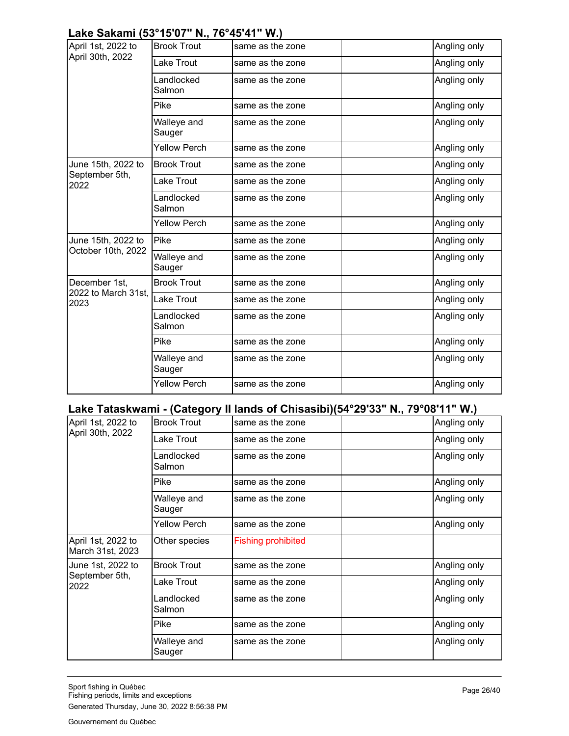### Lake Sakami (53°15'07" N., 76°45'41" W.)

| | | | | |
|---|---|---|---|---|
| April 1st, 2022 to April 30th, 2022 | Brook Trout | same as the zone | | Angling only |
| | Lake Trout | same as the zone | | Angling only |
| | Landlocked Salmon | same as the zone | | Angling only |
| | Pike | same as the zone | | Angling only |
| | Walleye and Sauger | same as the zone | | Angling only |
| | Yellow Perch | same as the zone | | Angling only |
| June 15th, 2022 to September 5th, 2022 | Brook Trout | same as the zone | | Angling only |
| | Lake Trout | same as the zone | | Angling only |
| | Landlocked Salmon | same as the zone | | Angling only |
| | Yellow Perch | same as the zone | | Angling only |
| June 15th, 2022 to October 10th, 2022 | Pike | same as the zone | | Angling only |
| | Walleye and Sauger | same as the zone | | Angling only |
| December 1st, 2022 to March 31st, 2023 | Brook Trout | same as the zone | | Angling only |
| | Lake Trout | same as the zone | | Angling only |
| | Landlocked Salmon | same as the zone | | Angling only |
| | Pike | same as the zone | | Angling only |
| | Walleye and Sauger | same as the zone | | Angling only |
| | Yellow Perch | same as the zone | | Angling only |

### Lake Tataskwami - (Category II lands of Chisasibi)(54°29'33" N., 79°08'11" W.)

| | | | | |
|---|---|---|---|---|
| April 1st, 2022 to April 30th, 2022 | Brook Trout | same as the zone | | Angling only |
| | Lake Trout | same as the zone | | Angling only |
| | Landlocked Salmon | same as the zone | | Angling only |
| | Pike | same as the zone | | Angling only |
| | Walleye and Sauger | same as the zone | | Angling only |
| | Yellow Perch | same as the zone | | Angling only |
| April 1st, 2022 to March 31st, 2023 | Other species | Fishing prohibited | | |
| June 1st, 2022 to September 5th, 2022 | Brook Trout | same as the zone | | Angling only |
| | Lake Trout | same as the zone | | Angling only |
| | Landlocked Salmon | same as the zone | | Angling only |
| | Pike | same as the zone | | Angling only |
| | Walleye and Sauger | same as the zone | | Angling only |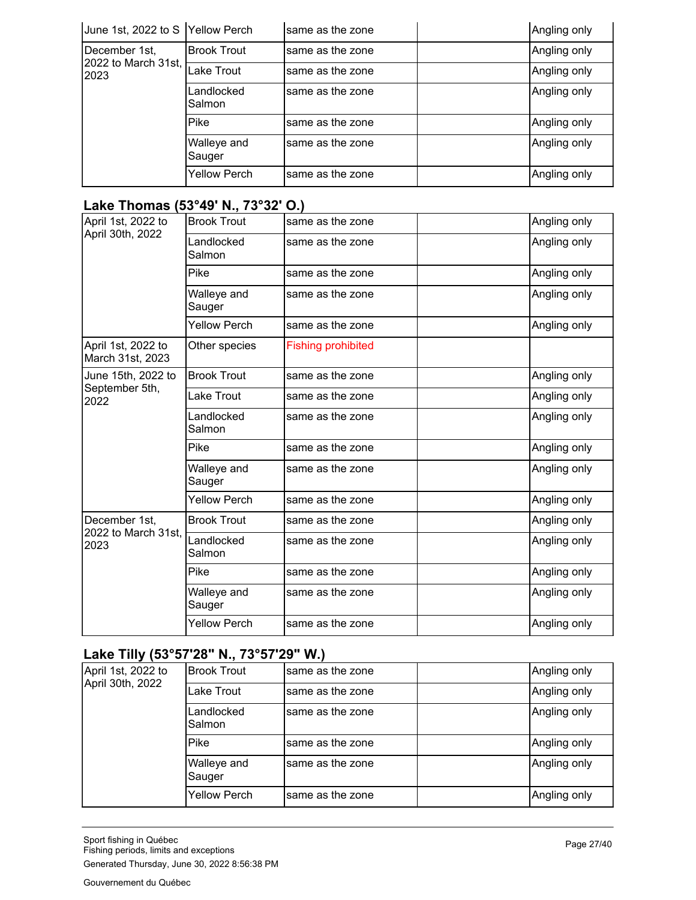| June 1st, 2022 to S | Yellow Perch | same as the zone | | Angling only |
|---|---|---|---|---|
| December 1st, 2022 to March 31st, 2023 | Brook Trout | same as the zone | | Angling only |
| | Lake Trout | same as the zone | | Angling only |
| | Landlocked Salmon | same as the zone | | Angling only |
| | Pike | same as the zone | | Angling only |
| | Walleye and Sauger | same as the zone | | Angling only |
| | Yellow Perch | same as the zone | | Angling only |

### Lake Thomas (53°49' N., 73°32' O.)

| | | | | |
|---|---|---|---|---|
| April 1st, 2022 to April 30th, 2022 | Brook Trout | same as the zone | | Angling only |
| | Landlocked Salmon | same as the zone | | Angling only |
| | Pike | same as the zone | | Angling only |
| | Walleye and Sauger | same as the zone | | Angling only |
| | Yellow Perch | same as the zone | | Angling only |
| April 1st, 2022 to March 31st, 2023 | Other species | Fishing prohibited | | |
| June 15th, 2022 to September 5th, 2022 | Brook Trout | same as the zone | | Angling only |
| | Lake Trout | same as the zone | | Angling only |
| | Landlocked Salmon | same as the zone | | Angling only |
| | Pike | same as the zone | | Angling only |
| | Walleye and Sauger | same as the zone | | Angling only |
| | Yellow Perch | same as the zone | | Angling only |
| December 1st, 2022 to March 31st, 2023 | Brook Trout | same as the zone | | Angling only |
| | Landlocked Salmon | same as the zone | | Angling only |
| | Pike | same as the zone | | Angling only |
| | Walleye and Sauger | same as the zone | | Angling only |
| | Yellow Perch | same as the zone | | Angling only |

### Lake Tilly (53°57'28" N., 73°57'29" W.)

| | | | | |
|---|---|---|---|---|
| April 1st, 2022 to April 30th, 2022 | Brook Trout | same as the zone | | Angling only |
| | Lake Trout | same as the zone | | Angling only |
| | Landlocked Salmon | same as the zone | | Angling only |
| | Pike | same as the zone | | Angling only |
| | Walleye and Sauger | same as the zone | | Angling only |
| | Yellow Perch | same as the zone | | Angling only |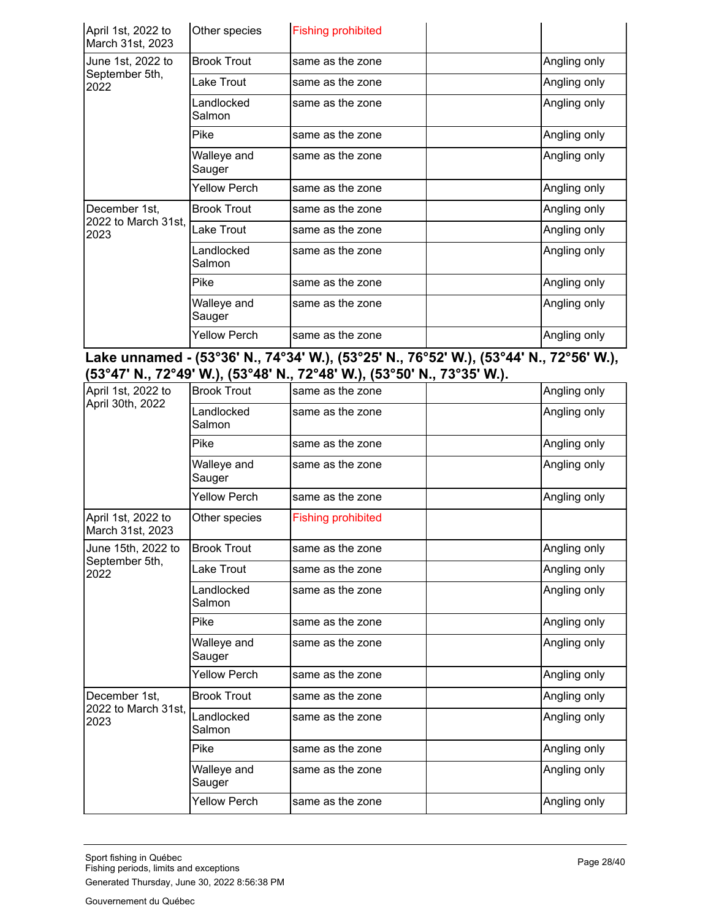| | | | | |
|---|---|---|---|---|
| April 1st, 2022 to March 31st, 2023 | Other species | Fishing prohibited | | |
| June 1st, 2022 to September 5th, 2022 | Brook Trout | same as the zone | | Angling only |
| | Lake Trout | same as the zone | | Angling only |
| | Landlocked Salmon | same as the zone | | Angling only |
| | Pike | same as the zone | | Angling only |
| | Walleye and Sauger | same as the zone | | Angling only |
| | Yellow Perch | same as the zone | | Angling only |
| December 1st, 2022 to March 31st, 2023 | Brook Trout | same as the zone | | Angling only |
| | Lake Trout | same as the zone | | Angling only |
| | Landlocked Salmon | same as the zone | | Angling only |
| | Pike | same as the zone | | Angling only |
| | Walleye and Sauger | same as the zone | | Angling only |
| | Yellow Perch | same as the zone | | Angling only |

### Lake unnamed - (53°36' N., 74°34' W.), (53°25' N., 76°52' W.), (53°44' N., 72°56' W.), (53°47' N., 72°49' W.), (53°48' N., 72°48' W.), (53°50' N., 73°35' W.).

| | | | | |
|---|---|---|---|---|
| April 1st, 2022 to April 30th, 2022 | Brook Trout | same as the zone | | Angling only |
| | Landlocked Salmon | same as the zone | | Angling only |
| | Pike | same as the zone | | Angling only |
| | Walleye and Sauger | same as the zone | | Angling only |
| | Yellow Perch | same as the zone | | Angling only |
| April 1st, 2022 to March 31st, 2023 | Other species | Fishing prohibited | | |
| June 15th, 2022 to September 5th, 2022 | Brook Trout | same as the zone | | Angling only |
| | Lake Trout | same as the zone | | Angling only |
| | Landlocked Salmon | same as the zone | | Angling only |
| | Pike | same as the zone | | Angling only |
| | Walleye and Sauger | same as the zone | | Angling only |
| | Yellow Perch | same as the zone | | Angling only |
| December 1st, 2022 to March 31st, 2023 | Brook Trout | same as the zone | | Angling only |
| | Landlocked Salmon | same as the zone | | Angling only |
| | Pike | same as the zone | | Angling only |
| | Walleye and Sauger | same as the zone | | Angling only |
| | Yellow Perch | same as the zone | | Angling only |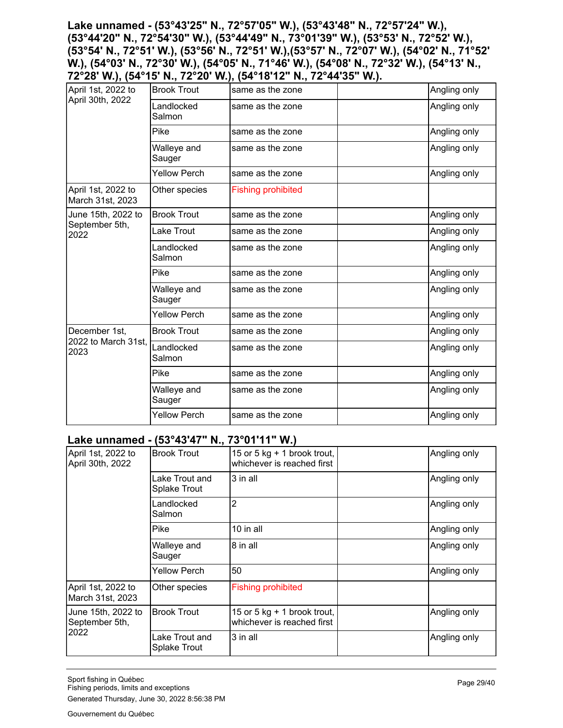**Lake unnamed - (53°43'25" N., 72°57'05" W.), (53°43'48" N., 72°57'24" W.), (53°44'20" N., 72°54'30" W.), (53°44'49" N., 73°01'39" W.), (53°53' N., 72°52' W.), (53°54' N., 72°51' W.), (53°56' N., 72°51' W.),(53°57' N., 72°07' W.), (54°02' N., 71°52' W.), (54°03' N., 72°30' W.), (54°05' N., 71°46' W.), (54°08' N., 72°32' W.), (54°13' N., 72°28' W.), (54°15' N., 72°20' W.), (54°18'12" N., 72°44'35" W.).**

| | | | | |
|---|---|---|---|---|
| April 1st, 2022 to April 30th, 2022 | Brook Trout | same as the zone | | Angling only |
| | Landlocked Salmon | same as the zone | | Angling only |
| | Pike | same as the zone | | Angling only |
| | Walleye and Sauger | same as the zone | | Angling only |
| | Yellow Perch | same as the zone | | Angling only |
| April 1st, 2022 to March 31st, 2023 | Other species | Fishing prohibited | | |
| June 15th, 2022 to September 5th, 2022 | Brook Trout | same as the zone | | Angling only |
| | Lake Trout | same as the zone | | Angling only |
| | Landlocked Salmon | same as the zone | | Angling only |
| | Pike | same as the zone | | Angling only |
| | Walleye and Sauger | same as the zone | | Angling only |
| | Yellow Perch | same as the zone | | Angling only |
| December 1st, 2022 to March 31st, 2023 | Brook Trout | same as the zone | | Angling only |
| | Landlocked Salmon | same as the zone | | Angling only |
| | Pike | same as the zone | | Angling only |
| | Walleye and Sauger | same as the zone | | Angling only |
| | Yellow Perch | same as the zone | | Angling only |

**Lake unnamed - (53°43'47" N., 73°01'11" W.)**

| | | | | |
|---|---|---|---|---|
| April 1st, 2022 to April 30th, 2022 | Brook Trout | 15 or 5 kg + 1 brook trout, whichever is reached first | | Angling only |
| | Lake Trout and Splake Trout | 3 in all | | Angling only |
| | Landlocked Salmon | 2 | | Angling only |
| | Pike | 10 in all | | Angling only |
| | Walleye and Sauger | 8 in all | | Angling only |
| | Yellow Perch | 50 | | Angling only |
| April 1st, 2022 to March 31st, 2023 | Other species | Fishing prohibited | | |
| June 15th, 2022 to September 5th, 2022 | Brook Trout | 15 or 5 kg + 1 brook trout, whichever is reached first | | Angling only |
| | Lake Trout and Splake Trout | 3 in all | | Angling only |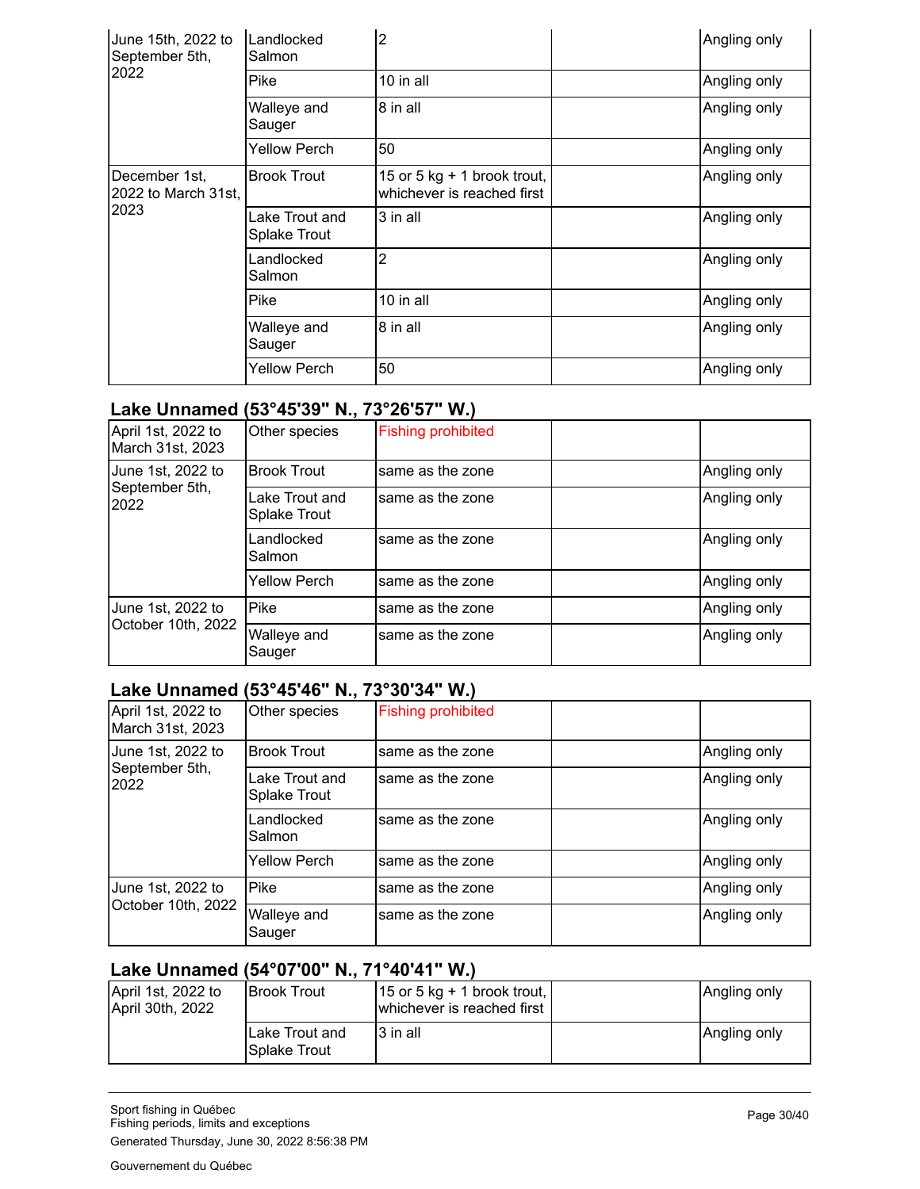| | | | | |
|---|---|---|---|---|
| June 15th, 2022 to September 5th, 2022 | Landlocked Salmon | 2 | | Angling only |
| | Pike | 10 in all | | Angling only |
| | Walleye and Sauger | 8 in all | | Angling only |
| | Yellow Perch | 50 | | Angling only |
| December 1st, 2022 to March 31st, 2023 | Brook Trout | 15 or 5 kg + 1 brook trout, whichever is reached first | | Angling only |
| | Lake Trout and Splake Trout | 3 in all | | Angling only |
| | Landlocked Salmon | 2 | | Angling only |
| | Pike | 10 in all | | Angling only |
| | Walleye and Sauger | 8 in all | | Angling only |
| | Yellow Perch | 50 | | Angling only |

## Lake Unnamed (53°45'39" N., 73°26'57" W.)

| | | | | |
|---|---|---|---|---|
| April 1st, 2022 to March 31st, 2023 | Other species | Fishing prohibited | | |
| June 1st, 2022 to September 5th, 2022 | Brook Trout | same as the zone | | Angling only |
| | Lake Trout and Splake Trout | same as the zone | | Angling only |
| | Landlocked Salmon | same as the zone | | Angling only |
| | Yellow Perch | same as the zone | | Angling only |
| June 1st, 2022 to October 10th, 2022 | Pike | same as the zone | | Angling only |
| | Walleye and Sauger | same as the zone | | Angling only |

## Lake Unnamed (53°45'46" N., 73°30'34" W.)

| | | | | |
|---|---|---|---|---|
| April 1st, 2022 to March 31st, 2023 | Other species | Fishing prohibited | | |
| June 1st, 2022 to September 5th, 2022 | Brook Trout | same as the zone | | Angling only |
| | Lake Trout and Splake Trout | same as the zone | | Angling only |
| | Landlocked Salmon | same as the zone | | Angling only |
| | Yellow Perch | same as the zone | | Angling only |
| June 1st, 2022 to October 10th, 2022 | Pike | same as the zone | | Angling only |
| | Walleye and Sauger | same as the zone | | Angling only |

## Lake Unnamed (54°07'00" N., 71°40'41" W.)

| | | | | |
|---|---|---|---|---|
| April 1st, 2022 to April 30th, 2022 | Brook Trout | 15 or 5 kg + 1 brook trout, whichever is reached first | | Angling only |
| | Lake Trout and Splake Trout | 3 in all | | Angling only |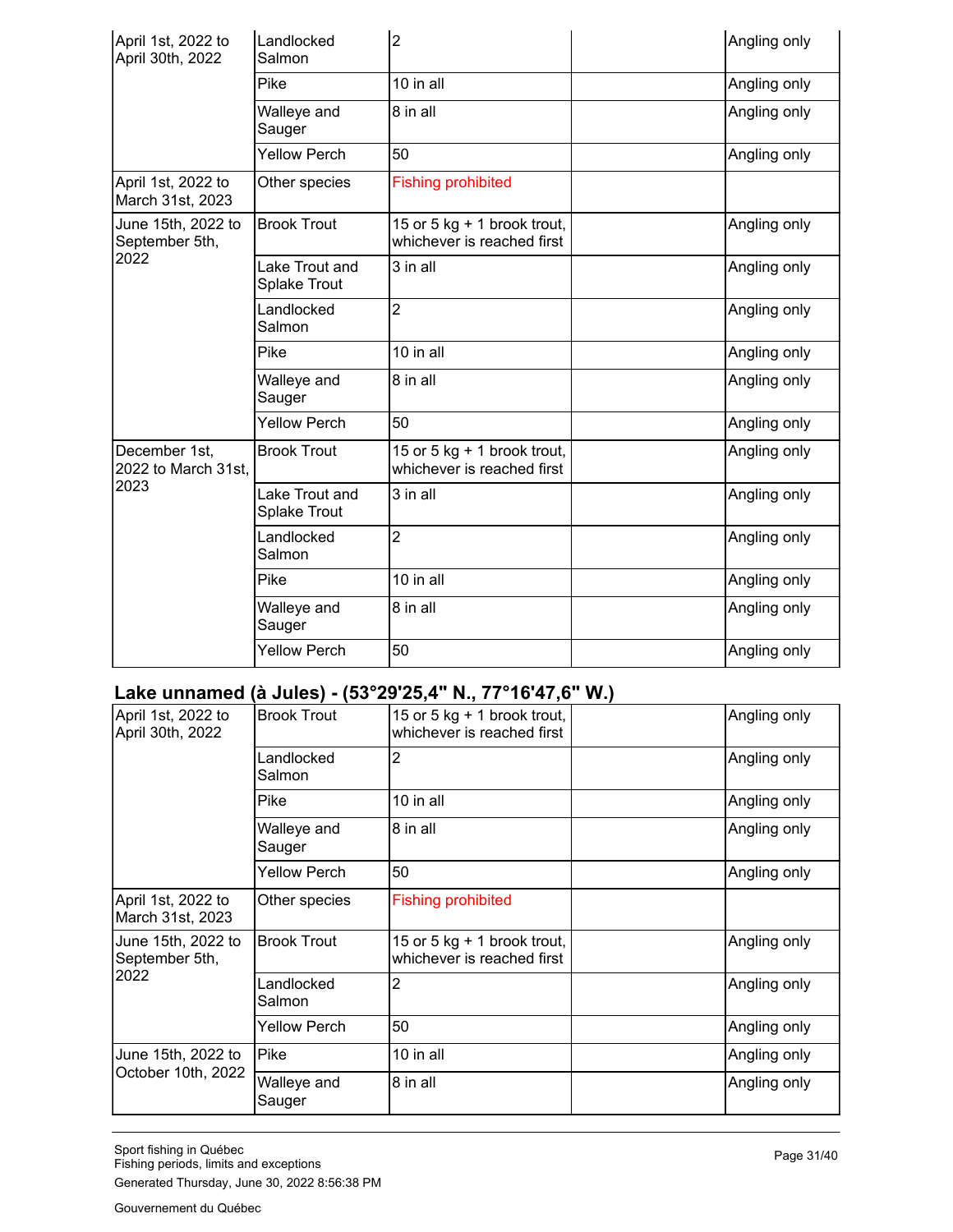| | | | | |
|---|---|---|---|---|
| April 1st, 2022 to April 30th, 2022 | Landlocked Salmon | 2 | | Angling only |
| | Pike | 10 in all | | Angling only |
| | Walleye and Sauger | 8 in all | | Angling only |
| | Yellow Perch | 50 | | Angling only |
| April 1st, 2022 to March 31st, 2023 | Other species | Fishing prohibited | | |
| June 15th, 2022 to September 5th, 2022 | Brook Trout | 15 or 5 kg + 1 brook trout, whichever is reached first | | Angling only |
| | Lake Trout and Splake Trout | 3 in all | | Angling only |
| | Landlocked Salmon | 2 | | Angling only |
| | Pike | 10 in all | | Angling only |
| | Walleye and Sauger | 8 in all | | Angling only |
| | Yellow Perch | 50 | | Angling only |
| December 1st, 2022 to March 31st, 2023 | Brook Trout | 15 or 5 kg + 1 brook trout, whichever is reached first | | Angling only |
| | Lake Trout and Splake Trout | 3 in all | | Angling only |
| | Landlocked Salmon | 2 | | Angling only |
| | Pike | 10 in all | | Angling only |
| | Walleye and Sauger | 8 in all | | Angling only |
| | Yellow Perch | 50 | | Angling only |

## Lake unnamed (à Jules) - (53°29'25,4" N., 77°16'47,6" W.)

| | | | | |
|---|---|---|---|---|
| April 1st, 2022 to April 30th, 2022 | Brook Trout | 15 or 5 kg + 1 brook trout, whichever is reached first | | Angling only |
| | Landlocked Salmon | 2 | | Angling only |
| | Pike | 10 in all | | Angling only |
| | Walleye and Sauger | 8 in all | | Angling only |
| | Yellow Perch | 50 | | Angling only |
| April 1st, 2022 to March 31st, 2023 | Other species | Fishing prohibited | | |
| June 15th, 2022 to September 5th, 2022 | Brook Trout | 15 or 5 kg + 1 brook trout, whichever is reached first | | Angling only |
| | Landlocked Salmon | 2 | | Angling only |
| | Yellow Perch | 50 | | Angling only |
| June 15th, 2022 to October 10th, 2022 | Pike | 10 in all | | Angling only |
| | Walleye and Sauger | 8 in all | | Angling only |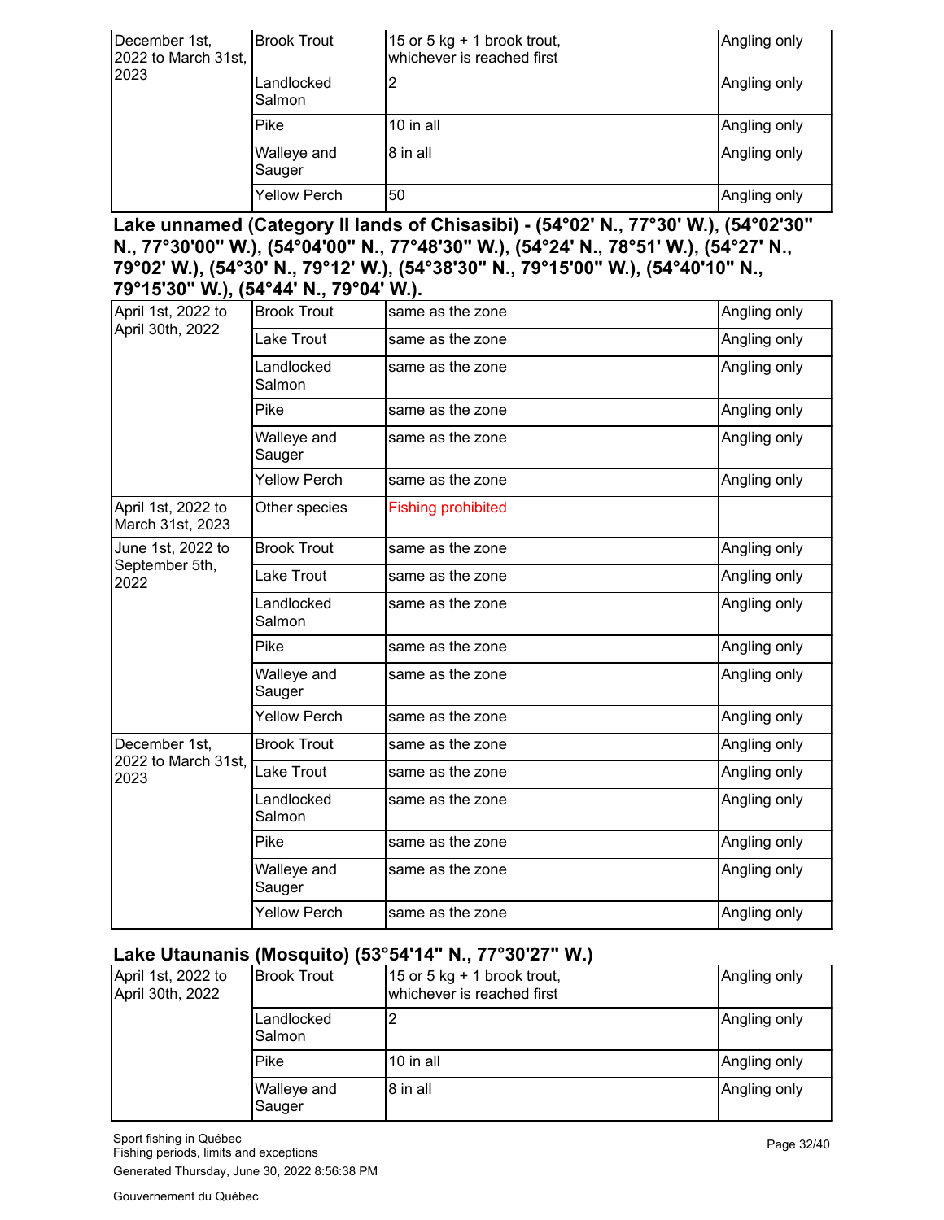| | | | | |
|---|---|---|---|---|
| December 1st, 2022 to March 31st, 2023 | Brook Trout | 15 or 5 kg + 1 brook trout, whichever is reached first | | Angling only |
| | Landlocked Salmon | 2 | | Angling only |
| | Pike | 10 in all | | Angling only |
| | Walleye and Sauger | 8 in all | | Angling only |
| | Yellow Perch | 50 | | Angling only |

### Lake unnamed (Category II lands of Chisasibi) - (54°02' N., 77°30' W.), (54°02'30" N., 77°30'00" W.), (54°04'00" N., 77°48'30" W.), (54°24' N., 78°51' W.), (54°27' N., 79°02' W.), (54°30' N., 79°12' W.), (54°38'30" N., 79°15'00" W.), (54°40'10" N., 79°15'30" W.), (54°44' N., 79°04' W.).

| | | | | |
|---|---|---|---|---|
| April 1st, 2022 to April 30th, 2022 | Brook Trout | same as the zone | | Angling only |
| | Lake Trout | same as the zone | | Angling only |
| | Landlocked Salmon | same as the zone | | Angling only |
| | Pike | same as the zone | | Angling only |
| | Walleye and Sauger | same as the zone | | Angling only |
| | Yellow Perch | same as the zone | | Angling only |
| April 1st, 2022 to March 31st, 2023 | Other species | Fishing prohibited | | |
| June 1st, 2022 to September 5th, 2022 | Brook Trout | same as the zone | | Angling only |
| | Lake Trout | same as the zone | | Angling only |
| | Landlocked Salmon | same as the zone | | Angling only |
| | Pike | same as the zone | | Angling only |
| | Walleye and Sauger | same as the zone | | Angling only |
| | Yellow Perch | same as the zone | | Angling only |
| December 1st, 2022 to March 31st, 2023 | Brook Trout | same as the zone | | Angling only |
| | Lake Trout | same as the zone | | Angling only |
| | Landlocked Salmon | same as the zone | | Angling only |
| | Pike | same as the zone | | Angling only |
| | Walleye and Sauger | same as the zone | | Angling only |
| | Yellow Perch | same as the zone | | Angling only |

### Lake Utaunanis (Mosquito) (53°54'14" N., 77°30'27" W.)

| | | | | |
|---|---|---|---|---|
| April 1st, 2022 to April 30th, 2022 | Brook Trout | 15 or 5 kg + 1 brook trout, whichever is reached first | | Angling only |
| | Landlocked Salmon | 2 | | Angling only |
| | Pike | 10 in all | | Angling only |
| | Walleye and Sauger | 8 in all | | Angling only |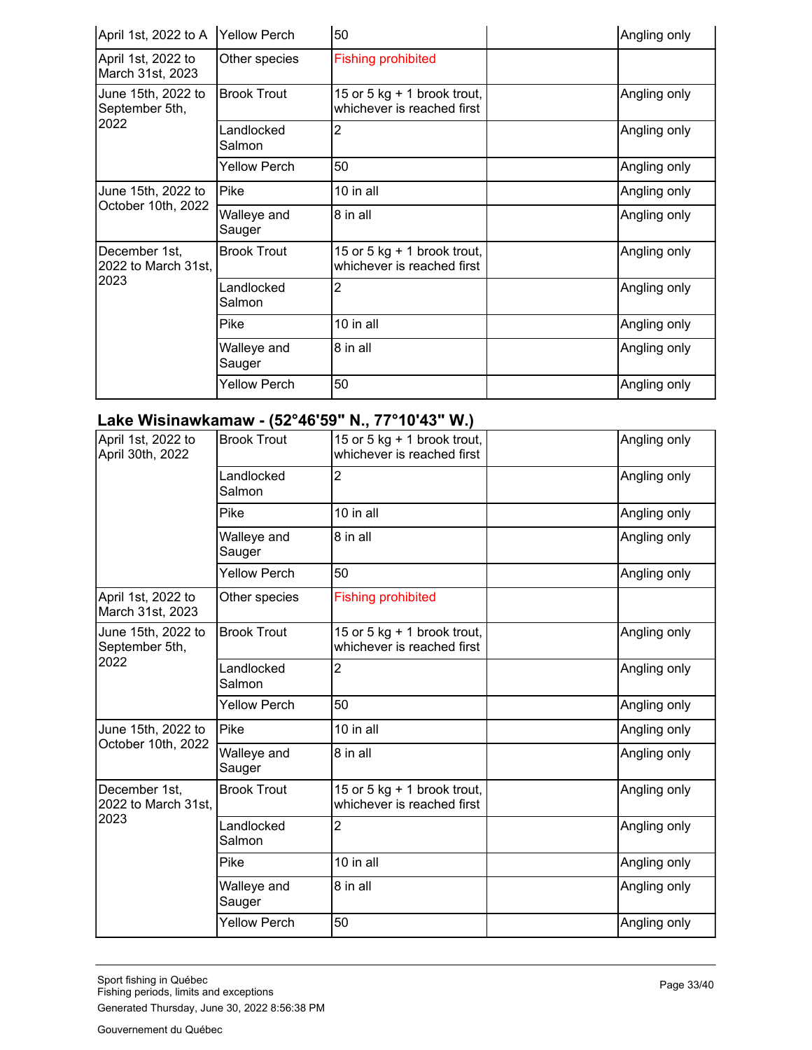| April 1st, 2022 to A | Yellow Perch | 50 | | Angling only |
|---|---|---|---|---|
| April 1st, 2022 to March 31st, 2023 | Other species | Fishing prohibited | | |
| June 15th, 2022 to September 5th, 2022 | Brook Trout | 15 or 5 kg + 1 brook trout, whichever is reached first | | Angling only |
| | Landlocked Salmon | 2 | | Angling only |
| | Yellow Perch | 50 | | Angling only |
| June 15th, 2022 to October 10th, 2022 | Pike | 10 in all | | Angling only |
| | Walleye and Sauger | 8 in all | | Angling only |
| December 1st, 2022 to March 31st, 2023 | Brook Trout | 15 or 5 kg + 1 brook trout, whichever is reached first | | Angling only |
| | Landlocked Salmon | 2 | | Angling only |
| | Pike | 10 in all | | Angling only |
| | Walleye and Sauger | 8 in all | | Angling only |
| | Yellow Perch | 50 | | Angling only |

### Lake Wisinawkamaw - (52°46'59" N., 77°10'43" W.)

| | | | | |
|---|---|---|---|---|
| April 1st, 2022 to April 30th, 2022 | Brook Trout | 15 or 5 kg + 1 brook trout, whichever is reached first | | Angling only |
| | Landlocked Salmon | 2 | | Angling only |
| | Pike | 10 in all | | Angling only |
| | Walleye and Sauger | 8 in all | | Angling only |
| | Yellow Perch | 50 | | Angling only |
| April 1st, 2022 to March 31st, 2023 | Other species | Fishing prohibited | | |
| June 15th, 2022 to September 5th, 2022 | Brook Trout | 15 or 5 kg + 1 brook trout, whichever is reached first | | Angling only |
| | Landlocked Salmon | 2 | | Angling only |
| | Yellow Perch | 50 | | Angling only |
| June 15th, 2022 to October 10th, 2022 | Pike | 10 in all | | Angling only |
| | Walleye and Sauger | 8 in all | | Angling only |
| December 1st, 2022 to March 31st, 2023 | Brook Trout | 15 or 5 kg + 1 brook trout, whichever is reached first | | Angling only |
| | Landlocked Salmon | 2 | | Angling only |
| | Pike | 10 in all | | Angling only |
| | Walleye and Sauger | 8 in all | | Angling only |
| | Yellow Perch | 50 | | Angling only |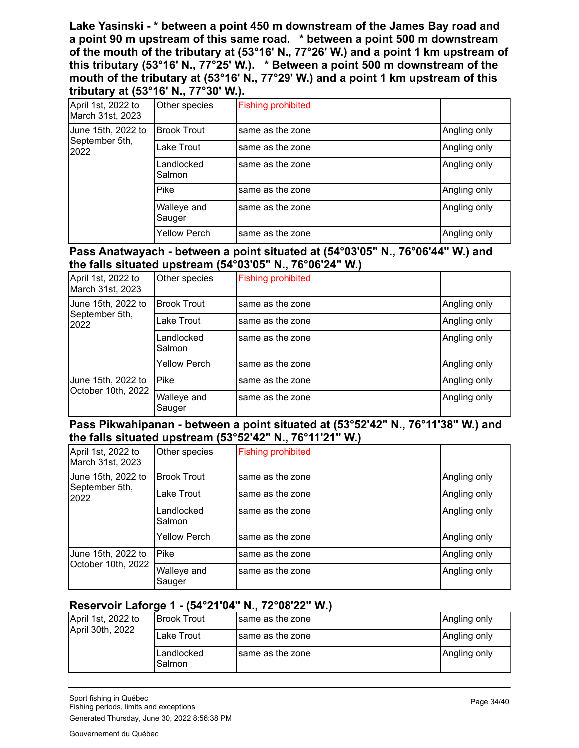### Lake Yasinski - * between a point 450 m downstream of the James Bay road and a point 90 m upstream of this same road. * between a point 500 m downstream of the mouth of the tributary at (53°16' N., 77°26' W.) and a point 1 km upstream of this tributary (53°16' N., 77°25' W.). * Between a point 500 m downstream of the mouth of the tributary at (53°16' N., 77°29' W.) and a point 1 km upstream of this tributary at (53°16' N., 77°30' W.).

| | | | | |
|---|---|---|---|---|
| April 1st, 2022 to March 31st, 2023 | Other species | Fishing prohibited | | |
| June 15th, 2022 to September 5th, 2022 | Brook Trout | same as the zone | | Angling only |
| | Lake Trout | same as the zone | | Angling only |
| | Landlocked Salmon | same as the zone | | Angling only |
| | Pike | same as the zone | | Angling only |
| | Walleye and Sauger | same as the zone | | Angling only |
| | Yellow Perch | same as the zone | | Angling only |

### Pass Anatwayach - between a point situated at (54°03'05" N., 76°06'44" W.) and the falls situated upstream (54°03'05" N., 76°06'24" W.)

| | | | | |
|---|---|---|---|---|
| April 1st, 2022 to March 31st, 2023 | Other species | Fishing prohibited | | |
| June 15th, 2022 to September 5th, 2022 | Brook Trout | same as the zone | | Angling only |
| | Lake Trout | same as the zone | | Angling only |
| | Landlocked Salmon | same as the zone | | Angling only |
| | Yellow Perch | same as the zone | | Angling only |
| June 15th, 2022 to October 10th, 2022 | Pike | same as the zone | | Angling only |
| | Walleye and Sauger | same as the zone | | Angling only |

### Pass Pikwahipanan - between a point situated at (53°52'42" N., 76°11'38" W.) and the falls situated upstream (53°52'42" N., 76°11'21" W.)

| | | | | |
|---|---|---|---|---|
| April 1st, 2022 to March 31st, 2023 | Other species | Fishing prohibited | | |
| June 15th, 2022 to September 5th, 2022 | Brook Trout | same as the zone | | Angling only |
| | Lake Trout | same as the zone | | Angling only |
| | Landlocked Salmon | same as the zone | | Angling only |
| | Yellow Perch | same as the zone | | Angling only |
| June 15th, 2022 to October 10th, 2022 | Pike | same as the zone | | Angling only |
| | Walleye and Sauger | same as the zone | | Angling only |

### Reservoir Laforge 1 - (54°21'04" N., 72°08'22" W.)

| | | | | |
|---|---|---|---|---|
| April 1st, 2022 to April 30th, 2022 | Brook Trout | same as the zone | | Angling only |
| | Lake Trout | same as the zone | | Angling only |
| | Landlocked Salmon | same as the zone | | Angling only |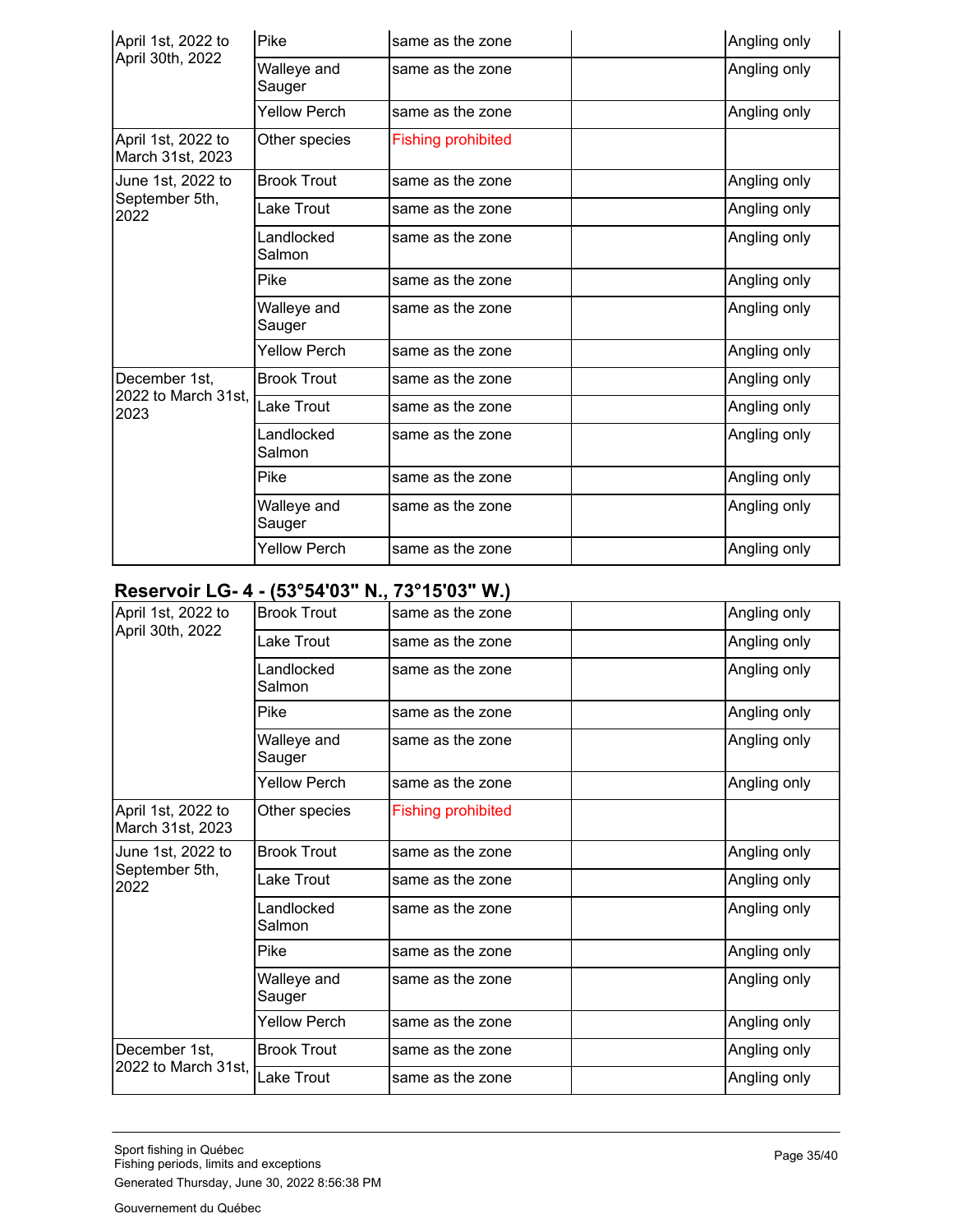| | | | | |
|---|---|---|---|---|
| April 1st, 2022 to April 30th, 2022 | Pike | same as the zone | | Angling only |
| | Walleye and Sauger | same as the zone | | Angling only |
| | Yellow Perch | same as the zone | | Angling only |
| April 1st, 2022 to March 31st, 2023 | Other species | Fishing prohibited | | |
| June 1st, 2022 to September 5th, 2022 | Brook Trout | same as the zone | | Angling only |
| | Lake Trout | same as the zone | | Angling only |
| | Landlocked Salmon | same as the zone | | Angling only |
| | Pike | same as the zone | | Angling only |
| | Walleye and Sauger | same as the zone | | Angling only |
| | Yellow Perch | same as the zone | | Angling only |
| December 1st, 2022 to March 31st, 2023 | Brook Trout | same as the zone | | Angling only |
| | Lake Trout | same as the zone | | Angling only |
| | Landlocked Salmon | same as the zone | | Angling only |
| | Pike | same as the zone | | Angling only |
| | Walleye and Sauger | same as the zone | | Angling only |
| | Yellow Perch | same as the zone | | Angling only |

## Reservoir LG- 4 - (53°54'03" N., 73°15'03" W.)

| | | | | |
|---|---|---|---|---|
| April 1st, 2022 to April 30th, 2022 | Brook Trout | same as the zone | | Angling only |
| | Lake Trout | same as the zone | | Angling only |
| | Landlocked Salmon | same as the zone | | Angling only |
| | Pike | same as the zone | | Angling only |
| | Walleye and Sauger | same as the zone | | Angling only |
| | Yellow Perch | same as the zone | | Angling only |
| April 1st, 2022 to March 31st, 2023 | Other species | Fishing prohibited | | |
| June 1st, 2022 to September 5th, 2022 | Brook Trout | same as the zone | | Angling only |
| | Lake Trout | same as the zone | | Angling only |
| | Landlocked Salmon | same as the zone | | Angling only |
| | Pike | same as the zone | | Angling only |
| | Walleye and Sauger | same as the zone | | Angling only |
| | Yellow Perch | same as the zone | | Angling only |
| December 1st, 2022 to March 31st, | Brook Trout | same as the zone | | Angling only |
| | Lake Trout | same as the zone | | Angling only |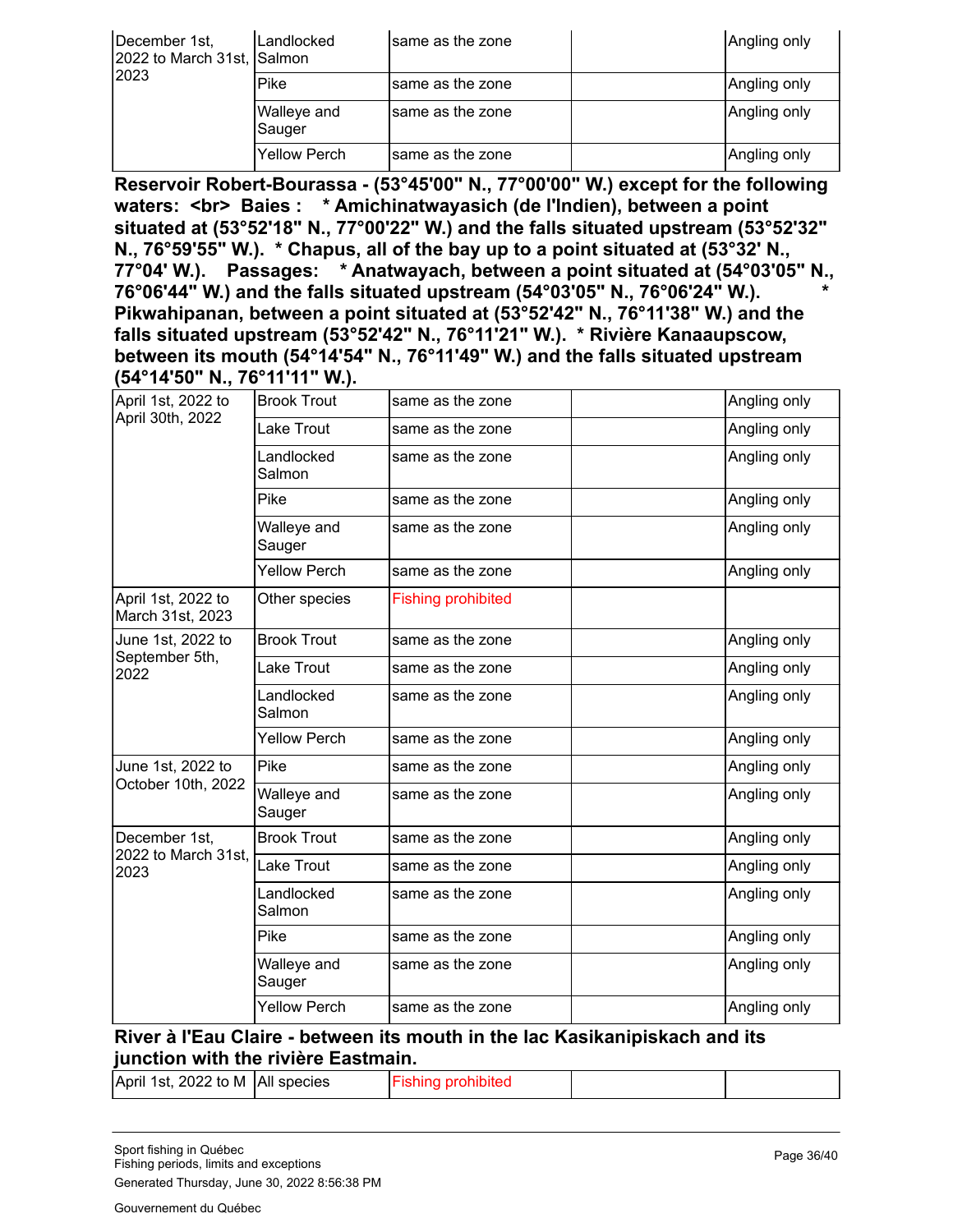| | | | | |
|---|---|---|---|---|
| December 1st, 2022 to March 31st, 2023 | Landlocked Salmon | same as the zone | | Angling only |
| | Pike | same as the zone | | Angling only |
| | Walleye and Sauger | same as the zone | | Angling only |
| | Yellow Perch | same as the zone | | Angling only |

**Reservoir Robert-Bourassa - (53°45'00" N., 77°00'00" W.) except for the following waters: <br> Baies : * Amichinatwayasich (de l'Indien), between a point situated at (53°52'18" N., 77°00'22" W.) and the falls situated upstream (53°52'32" N., 76°59'55" W.). * Chapus, all of the bay up to a point situated at (53°32' N., 77°04' W.). Passages: * Anatwayach, between a point situated at (54°03'05" N., 76°06'44" W.) and the falls situated upstream (54°03'05" N., 76°06'24" W.). * Pikwahipanan, between a point situated at (53°52'42" N., 76°11'38" W.) and the falls situated upstream (53°52'42" N., 76°11'21" W.). * Rivière Kanaaupscow, between its mouth (54°14'54" N., 76°11'49" W.) and the falls situated upstream (54°14'50" N., 76°11'11" W.).**

| | | | | |
|---|---|---|---|---|
| April 1st, 2022 to April 30th, 2022 | Brook Trout | same as the zone | | Angling only |
| | Lake Trout | same as the zone | | Angling only |
| | Landlocked Salmon | same as the zone | | Angling only |
| | Pike | same as the zone | | Angling only |
| | Walleye and Sauger | same as the zone | | Angling only |
| | Yellow Perch | same as the zone | | Angling only |
| April 1st, 2022 to March 31st, 2023 | Other species | Fishing prohibited | | |
| June 1st, 2022 to September 5th, 2022 | Brook Trout | same as the zone | | Angling only |
| | Lake Trout | same as the zone | | Angling only |
| | Landlocked Salmon | same as the zone | | Angling only |
| | Yellow Perch | same as the zone | | Angling only |
| June 1st, 2022 to October 10th, 2022 | Pike | same as the zone | | Angling only |
| | Walleye and Sauger | same as the zone | | Angling only |
| December 1st, 2022 to March 31st, 2023 | Brook Trout | same as the zone | | Angling only |
| | Lake Trout | same as the zone | | Angling only |
| | Landlocked Salmon | same as the zone | | Angling only |
| | Pike | same as the zone | | Angling only |
| | Walleye and Sauger | same as the zone | | Angling only |
| | Yellow Perch | same as the zone | | Angling only |

**River à l'Eau Claire - between its mouth in the lac Kasikanipiskach and its junction with the rivière Eastmain.**

| | | | | |
|---|---|---|---|---|
| April 1st, 2022 to M | All species | Fishing prohibited | | |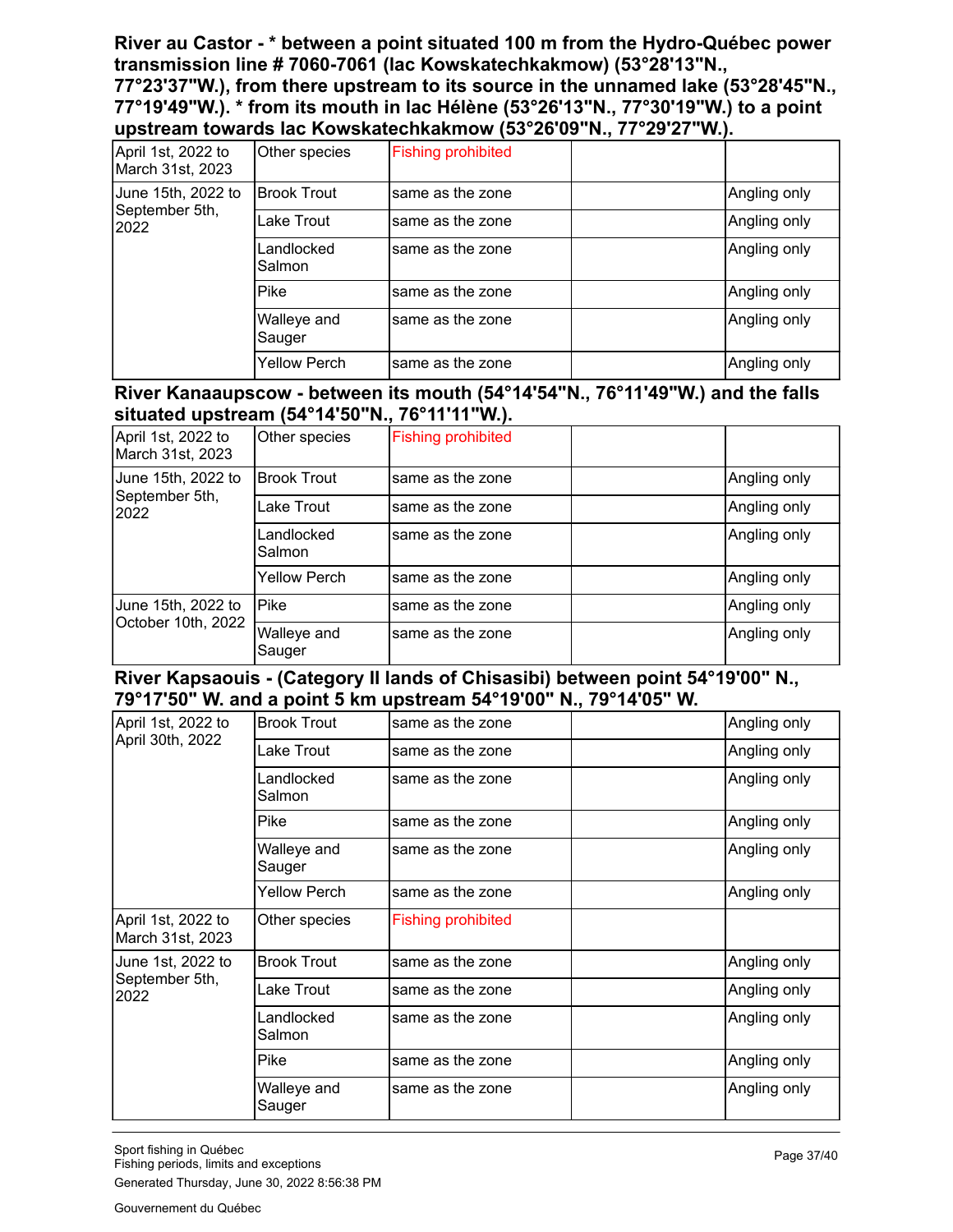### River au Castor - * between a point situated 100 m from the Hydro-Québec power transmission line # 7060-7061 (lac Kowskatechkakmow) (53°28'13"N., 77°23'37"W.), from there upstream to its source in the unnamed lake (53°28'45"N., 77°19'49"W.). * from its mouth in lac Hélène (53°26'13"N., 77°30'19"W.) to a point upstream towards lac Kowskatechkakmow (53°26'09"N., 77°29'27"W.).

| | | | | |
|---|---|---|---|---|
| April 1st, 2022 to March 31st, 2023 | Other species | Fishing prohibited | | |
| June 15th, 2022 to September 5th, 2022 | Brook Trout | same as the zone | | Angling only |
| | Lake Trout | same as the zone | | Angling only |
| | Landlocked Salmon | same as the zone | | Angling only |
| | Pike | same as the zone | | Angling only |
| | Walleye and Sauger | same as the zone | | Angling only |
| | Yellow Perch | same as the zone | | Angling only |

### River Kanaaupscow - between its mouth (54°14'54"N., 76°11'49"W.) and the falls situated upstream (54°14'50"N., 76°11'11"W.).

| | | | | |
|---|---|---|---|---|
| April 1st, 2022 to March 31st, 2023 | Other species | Fishing prohibited | | |
| June 15th, 2022 to September 5th, 2022 | Brook Trout | same as the zone | | Angling only |
| | Lake Trout | same as the zone | | Angling only |
| | Landlocked Salmon | same as the zone | | Angling only |
| | Yellow Perch | same as the zone | | Angling only |
| June 15th, 2022 to October 10th, 2022 | Pike | same as the zone | | Angling only |
| | Walleye and Sauger | same as the zone | | Angling only |

### River Kapsaouis - (Category II lands of Chisasibi) between point 54°19'00" N., 79°17'50" W. and a point 5 km upstream 54°19'00" N., 79°14'05" W.

| | | | | |
|---|---|---|---|---|
| April 1st, 2022 to April 30th, 2022 | Brook Trout | same as the zone | | Angling only |
| | Lake Trout | same as the zone | | Angling only |
| | Landlocked Salmon | same as the zone | | Angling only |
| | Pike | same as the zone | | Angling only |
| | Walleye and Sauger | same as the zone | | Angling only |
| | Yellow Perch | same as the zone | | Angling only |
| April 1st, 2022 to March 31st, 2023 | Other species | Fishing prohibited | | |
| June 1st, 2022 to September 5th, 2022 | Brook Trout | same as the zone | | Angling only |
| | Lake Trout | same as the zone | | Angling only |
| | Landlocked Salmon | same as the zone | | Angling only |
| | Pike | same as the zone | | Angling only |
| | Walleye and Sauger | same as the zone | | Angling only |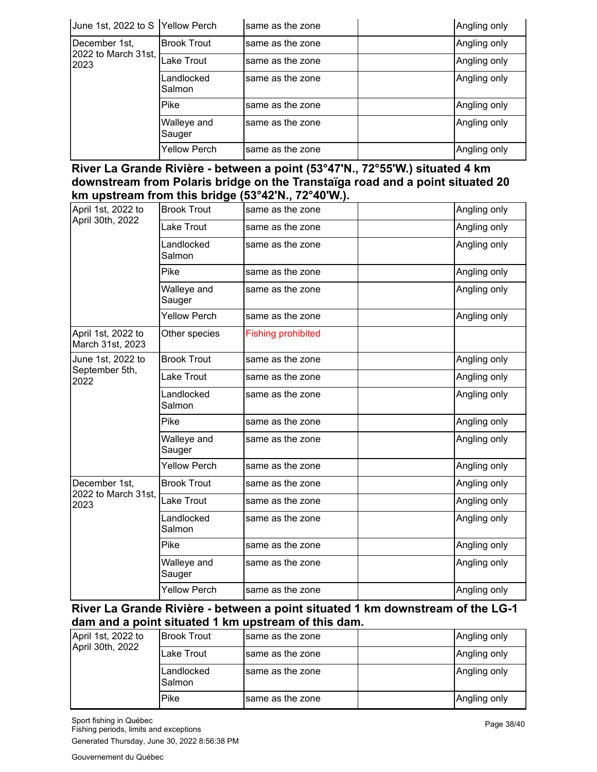| | | | | |
|---|---|---|---|---|
| June 1st, 2022 to S | Yellow Perch | same as the zone | | Angling only |
| December 1st, 2022 to March 31st, 2023 | Brook Trout | same as the zone | | Angling only |
| | Lake Trout | same as the zone | | Angling only |
| | Landlocked Salmon | same as the zone | | Angling only |
| | Pike | same as the zone | | Angling only |
| | Walleye and Sauger | same as the zone | | Angling only |
| | Yellow Perch | same as the zone | | Angling only |

### River La Grande Rivière - between a point (53°47'N., 72°55'W.) situated 4 km downstream from Polaris bridge on the Transtaïga road and a point situated 20 km upstream from this bridge (53°42'N., 72°40'W.).

| | | | | |
|---|---|---|---|---|
| April 1st, 2022 to April 30th, 2022 | Brook Trout | same as the zone | | Angling only |
| | Lake Trout | same as the zone | | Angling only |
| | Landlocked Salmon | same as the zone | | Angling only |
| | Pike | same as the zone | | Angling only |
| | Walleye and Sauger | same as the zone | | Angling only |
| | Yellow Perch | same as the zone | | Angling only |
| April 1st, 2022 to March 31st, 2023 | Other species | Fishing prohibited | | |
| June 1st, 2022 to September 5th, 2022 | Brook Trout | same as the zone | | Angling only |
| | Lake Trout | same as the zone | | Angling only |
| | Landlocked Salmon | same as the zone | | Angling only |
| | Pike | same as the zone | | Angling only |
| | Walleye and Sauger | same as the zone | | Angling only |
| | Yellow Perch | same as the zone | | Angling only |
| December 1st, 2022 to March 31st, 2023 | Brook Trout | same as the zone | | Angling only |
| | Lake Trout | same as the zone | | Angling only |
| | Landlocked Salmon | same as the zone | | Angling only |
| | Pike | same as the zone | | Angling only |
| | Walleye and Sauger | same as the zone | | Angling only |
| | Yellow Perch | same as the zone | | Angling only |

### River La Grande Rivière - between a point situated 1 km downstream of the LG-1 dam and a point situated 1 km upstream of this dam.

| | | | | |
|---|---|---|---|---|
| April 1st, 2022 to April 30th, 2022 | Brook Trout | same as the zone | | Angling only |
| | Lake Trout | same as the zone | | Angling only |
| | Landlocked Salmon | same as the zone | | Angling only |
| | Pike | same as the zone | | Angling only |

Sport fishing in Québec
Fishing periods, limits and exceptions
Generated Thursday, June 30, 2022 8:56:38 PM

Gouvernement du Québec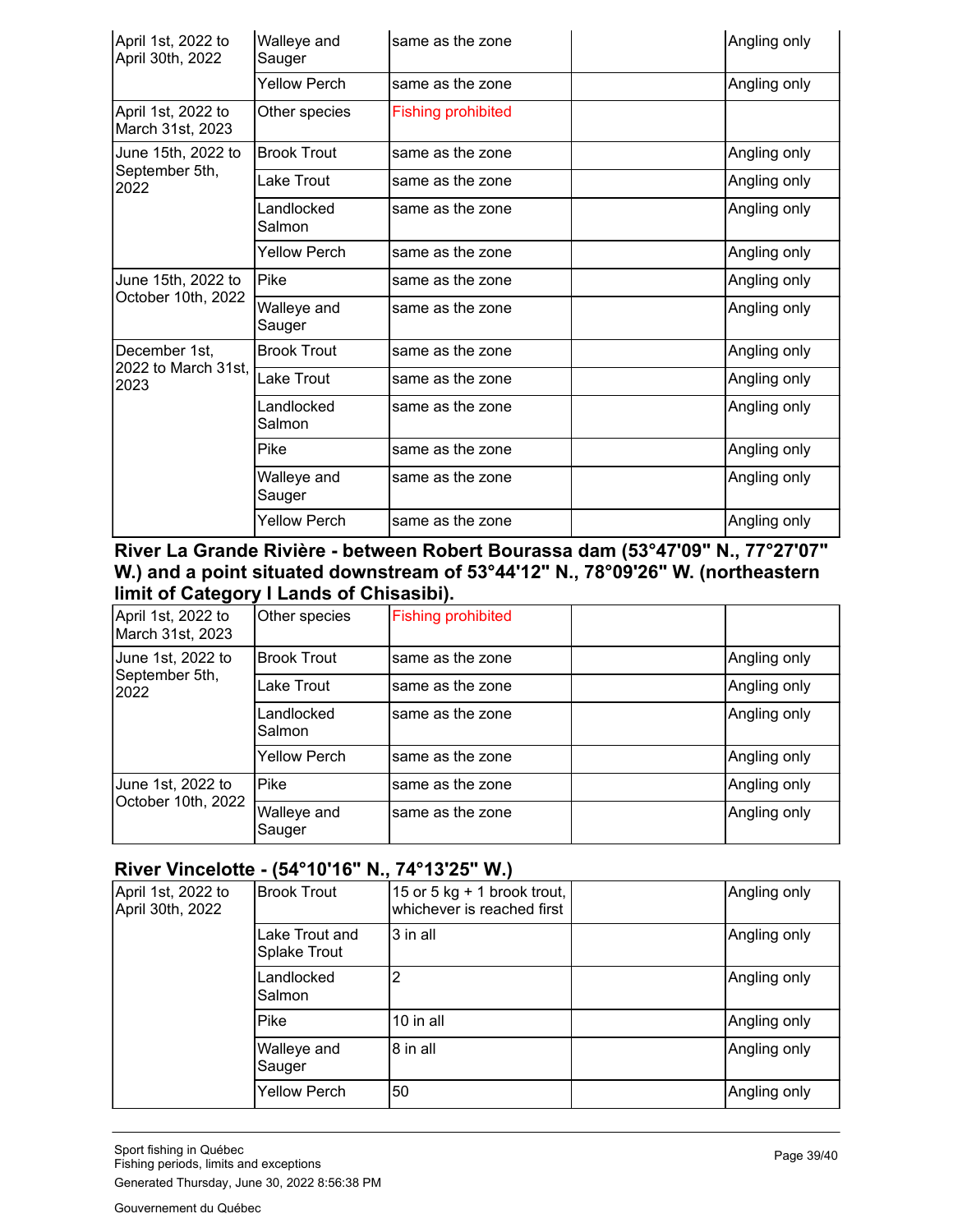| | | | | |
|---|---|---|---|---|
| April 1st, 2022 to April 30th, 2022 | Walleye and Sauger | same as the zone | | Angling only |
| | Yellow Perch | same as the zone | | Angling only |
| April 1st, 2022 to March 31st, 2023 | Other species | Fishing prohibited | | |
| June 15th, 2022 to September 5th, 2022 | Brook Trout | same as the zone | | Angling only |
| | Lake Trout | same as the zone | | Angling only |
| | Landlocked Salmon | same as the zone | | Angling only |
| | Yellow Perch | same as the zone | | Angling only |
| June 15th, 2022 to October 10th, 2022 | Pike | same as the zone | | Angling only |
| | Walleye and Sauger | same as the zone | | Angling only |
| December 1st, 2022 to March 31st, 2023 | Brook Trout | same as the zone | | Angling only |
| | Lake Trout | same as the zone | | Angling only |
| | Landlocked Salmon | same as the zone | | Angling only |
| | Pike | same as the zone | | Angling only |
| | Walleye and Sauger | same as the zone | | Angling only |
| | Yellow Perch | same as the zone | | Angling only |

### River La Grande Rivière - between Robert Bourassa dam (53°47'09" N., 77°27'07" W.) and a point situated downstream of 53°44'12" N., 78°09'26" W. (northeastern limit of Category I Lands of Chisasibi).

| | | | | |
|---|---|---|---|---|
| April 1st, 2022 to March 31st, 2023 | Other species | Fishing prohibited | | |
| June 1st, 2022 to September 5th, 2022 | Brook Trout | same as the zone | | Angling only |
| | Lake Trout | same as the zone | | Angling only |
| | Landlocked Salmon | same as the zone | | Angling only |
| | Yellow Perch | same as the zone | | Angling only |
| June 1st, 2022 to October 10th, 2022 | Pike | same as the zone | | Angling only |
| | Walleye and Sauger | same as the zone | | Angling only |

### River Vincelotte - (54°10'16" N., 74°13'25" W.)

| | | | | |
|---|---|---|---|---|
| April 1st, 2022 to April 30th, 2022 | Brook Trout | 15 or 5 kg + 1 brook trout, whichever is reached first | | Angling only |
| | Lake Trout and Splake Trout | 3 in all | | Angling only |
| | Landlocked Salmon | 2 | | Angling only |
| | Pike | 10 in all | | Angling only |
| | Walleye and Sauger | 8 in all | | Angling only |
| | Yellow Perch | 50 | | Angling only |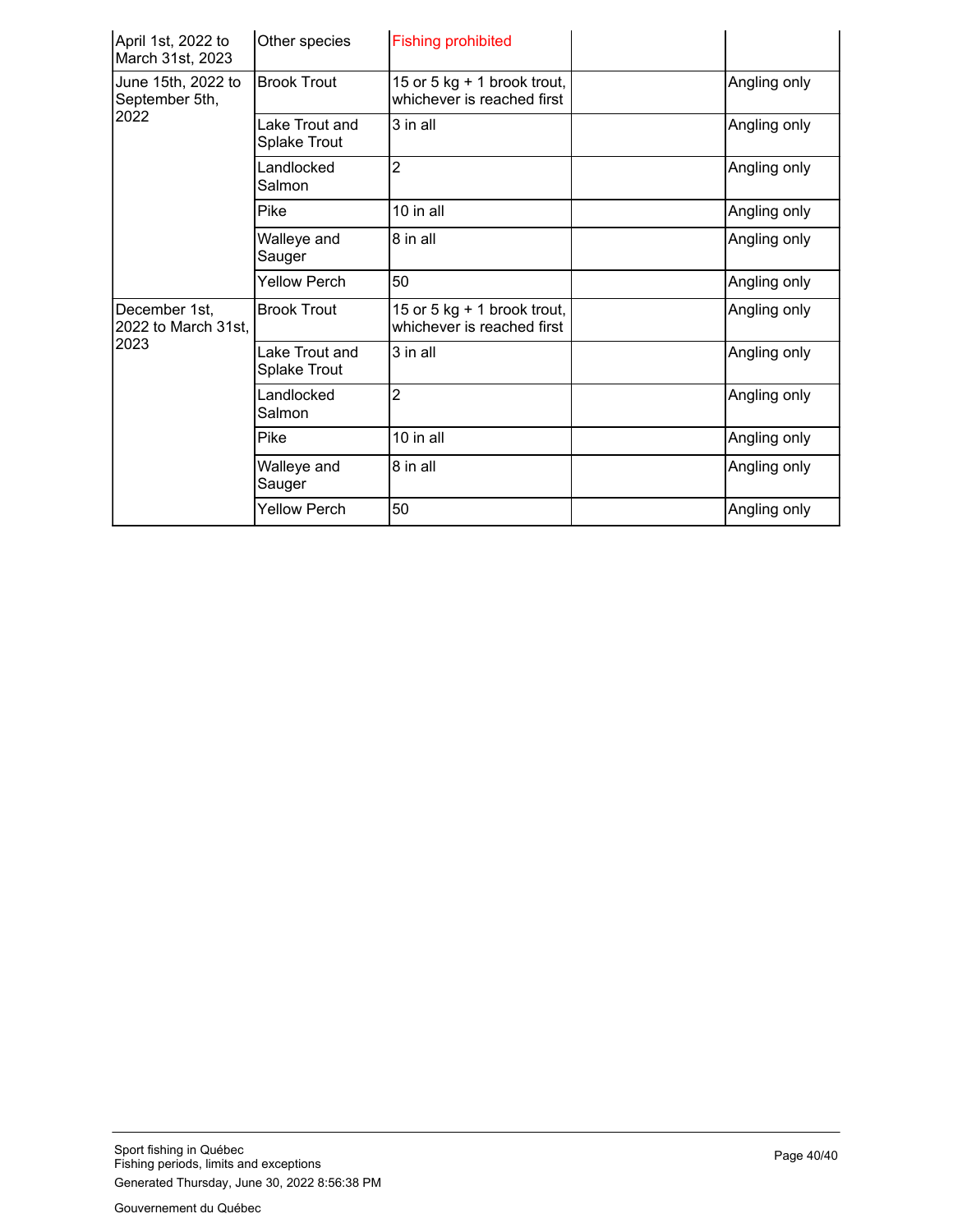| | | | | |
|---|---|---|---|---|
| April 1st, 2022 to March 31st, 2023 | Other species | Fishing prohibited | | |
| June 15th, 2022 to September 5th, 2022 | Brook Trout | 15 or 5 kg + 1 brook trout, whichever is reached first | | Angling only |
| | Lake Trout and Splake Trout | 3 in all | | Angling only |
| | Landlocked Salmon | 2 | | Angling only |
| | Pike | 10 in all | | Angling only |
| | Walleye and Sauger | 8 in all | | Angling only |
| | Yellow Perch | 50 | | Angling only |
| December 1st, 2022 to March 31st, 2023 | Brook Trout | 15 or 5 kg + 1 brook trout, whichever is reached first | | Angling only |
| | Lake Trout and Splake Trout | 3 in all | | Angling only |
| | Landlocked Salmon | 2 | | Angling only |
| | Pike | 10 in all | | Angling only |
| | Walleye and Sauger | 8 in all | | Angling only |
| | Yellow Perch | 50 | | Angling only |